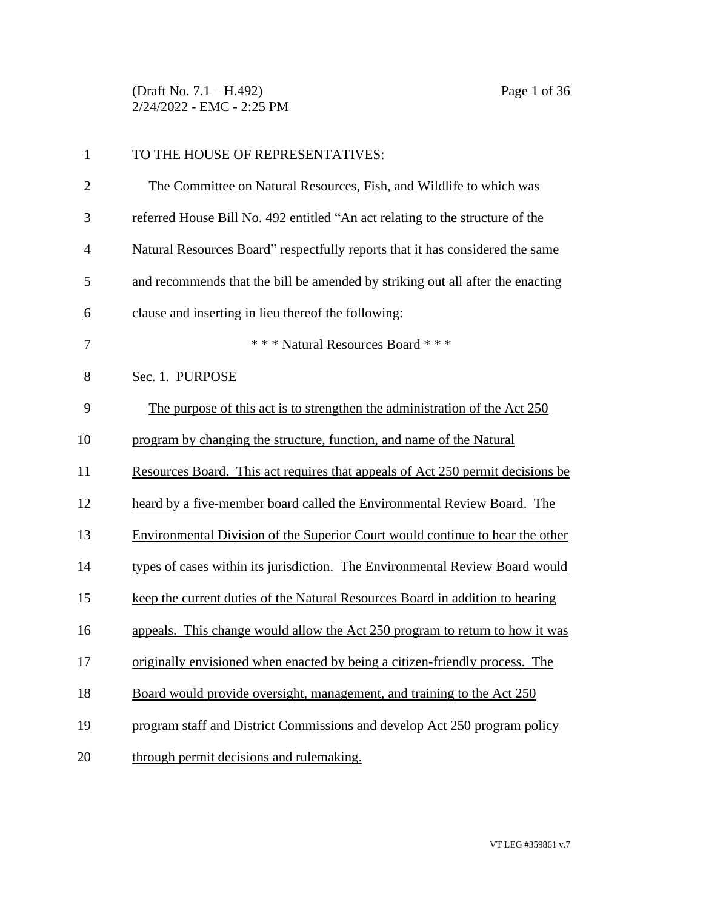TO THE HOUSE OF REPRESENTATIVES:

The Committee on Natural Resources, Fish, and Wildlife to which was referred House Bill No. 492 entitled "An act relating to the structure of the Natural Resources Board" respectfully reports that it has considered the same and recommends that the bill be amended by striking out all after the enacting clause and inserting in lieu thereof the following:

\* \* \* Natural Resources Board \* \* \*

Sec. 1. PURPOSE

The purpose of this act is to strengthen the administration of the Act 250 program by changing the structure, function, and name of the Natural Resources Board. This act requires that appeals of Act 250 permit decisions be heard by a five-member board called the Environmental Review Board. The Environmental Division of the Superior Court would continue to hear the other types of cases within its jurisdiction. The Environmental Review Board would keep the current duties of the Natural Resources Board in addition to hearing appeals. This change would allow the Act 250 program to return to how it was originally envisioned when enacted by being a citizen-friendly process. The Board would provide oversight, management, and training to the Act 250 program staff and District Commissions and develop Act 250 program policy through permit decisions and rulemaking.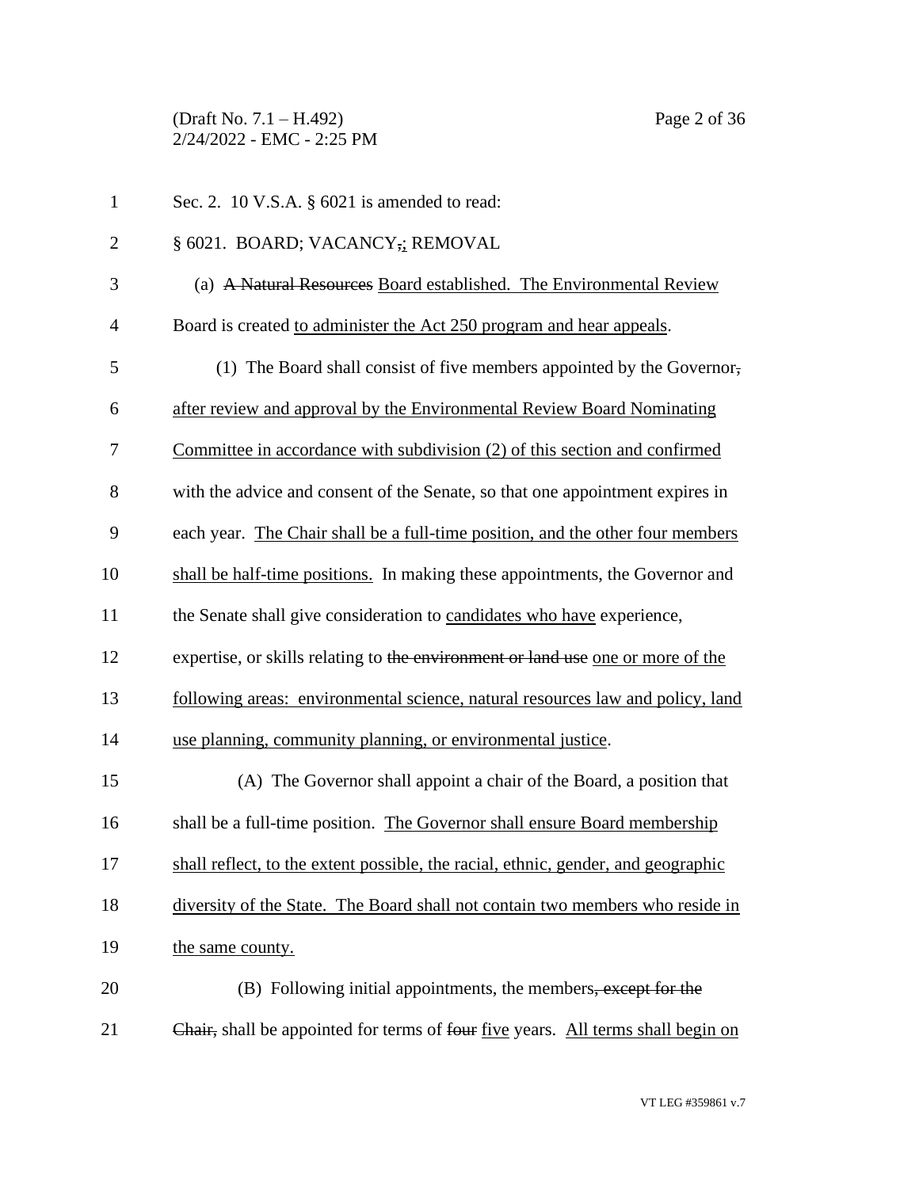Sec. 2. 10 V.S.A. § 6021 is amended to read:

§ 6021. BOARD; VACANCY~~,~~<u>;</u> REMOVAL

(a) ~~A Natural Resources~~ <u>Board established. The Environmental Review</u> Board is created <u>to administer the Act 250 program and hear appeals</u>.

(1) The Board shall consist of five members appointed by the Governor~~,~~ <u>after review and approval by the Environmental Review Board Nominating Committee in accordance with subdivision (2) of this section and confirmed</u> with the advice and consent of the Senate, so that one appointment expires in each year. <u>The Chair shall be a full-time position, and the other four members shall be half-time positions.</u> In making these appointments, the Governor and the Senate shall give consideration to <u>candidates who have</u> experience, expertise, or skills relating to ~~the environment or land use~~ <u>one or more of the following areas: environmental science, natural resources law and policy, land use planning, community planning, or environmental justice</u>.

(A) The Governor shall appoint a chair of the Board, a position that shall be a full-time position. <u>The Governor shall ensure Board membership shall reflect, to the extent possible, the racial, ethnic, gender, and geographic diversity of the State. The Board shall not contain two members who reside in the same county.</u>

(B) Following initial appointments, the members~~, except for the Chair,~~ shall be appointed for terms of ~~four~~ <u>five</u> years. <u>All terms shall begin on</u>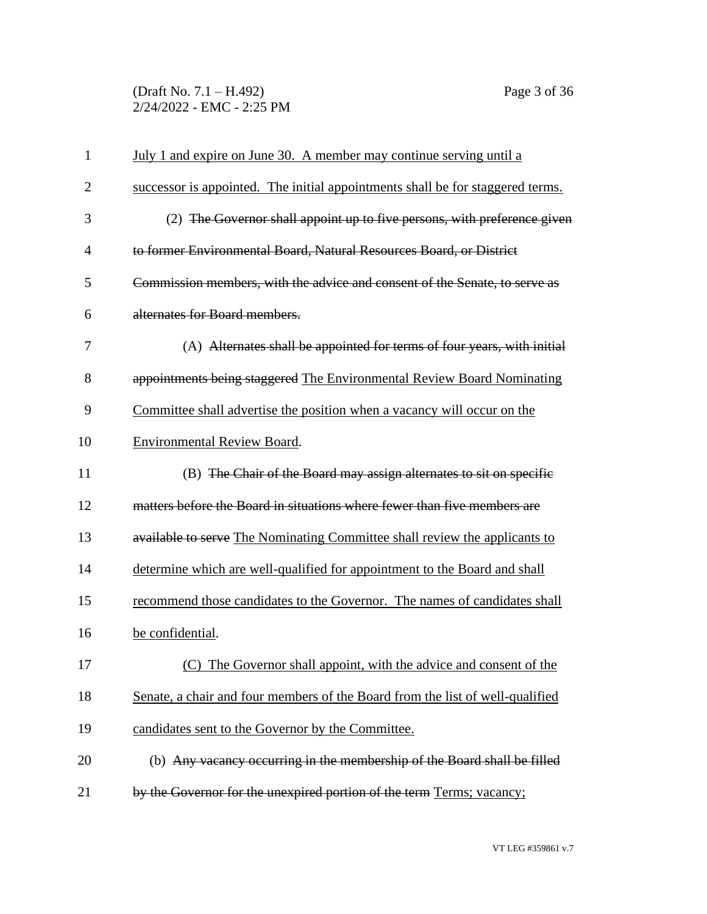July 1 and expire on June 30. A member may continue serving until a successor is appointed. The initial appointments shall be for staggered terms.

(2) ~~The Governor shall appoint up to five persons, with preference given to former Environmental Board, Natural Resources Board, or District Commission members, with the advice and consent of the Senate, to serve as alternates for Board members.~~

(A) ~~Alternates shall be appointed for terms of four years, with initial appointments being staggered~~ The Environmental Review Board Nominating Committee shall advertise the position when a vacancy will occur on the Environmental Review Board.

(B) ~~The Chair of the Board may assign alternates to sit on specific matters before the Board in situations where fewer than five members are available to serve~~ The Nominating Committee shall review the applicants to determine which are well-qualified for appointment to the Board and shall recommend those candidates to the Governor. The names of candidates shall be confidential.

(C) The Governor shall appoint, with the advice and consent of the Senate, a chair and four members of the Board from the list of well-qualified candidates sent to the Governor by the Committee.

(b) ~~Any vacancy occurring in the membership of the Board shall be filled by the Governor for the unexpired portion of the term~~ Terms; vacancy;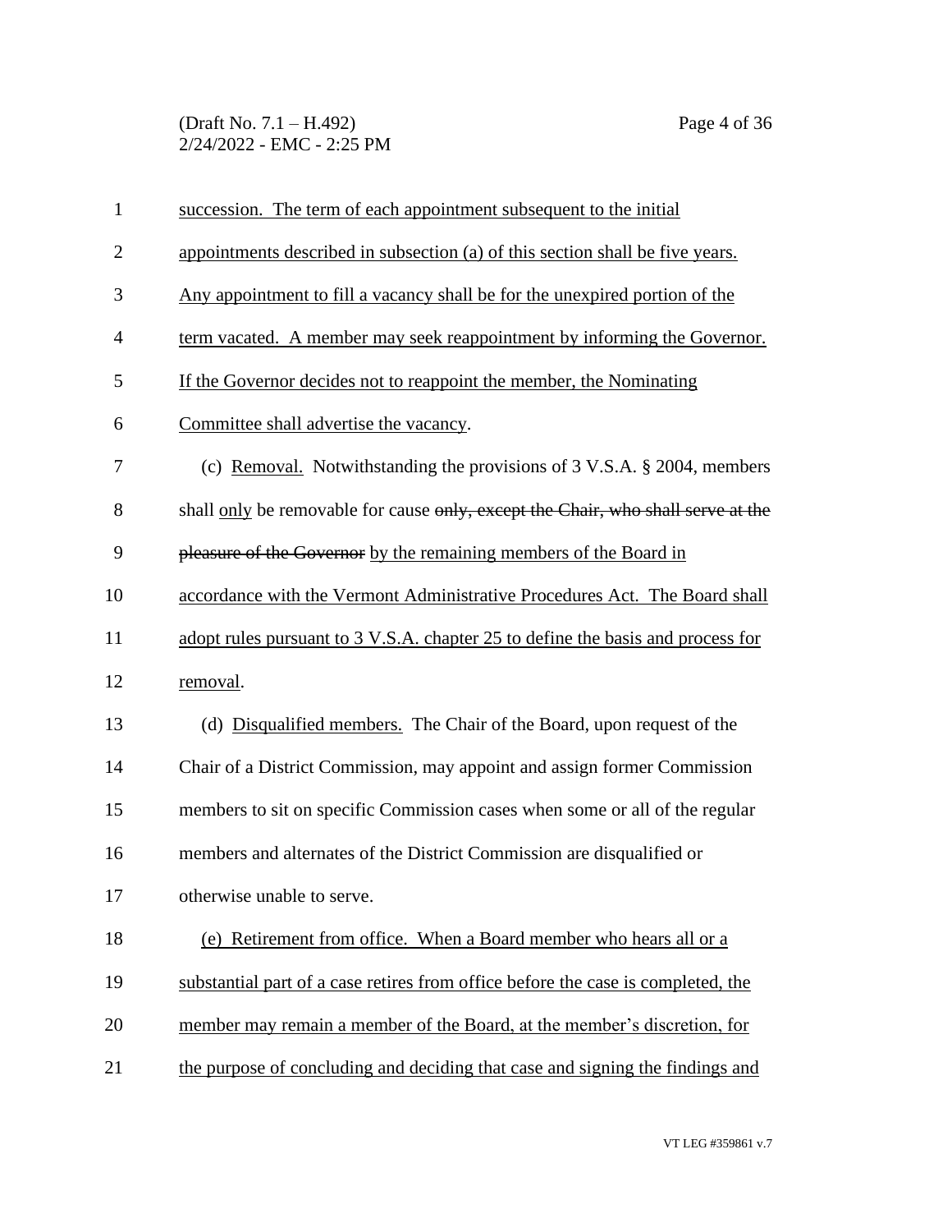succession. The term of each appointment subsequent to the initial appointments described in subsection (a) of this section shall be five years. Any appointment to fill a vacancy shall be for the unexpired portion of the term vacated. A member may seek reappointment by informing the Governor. If the Governor decides not to reappoint the member, the Nominating Committee shall advertise the vacancy.

(c) Removal. Notwithstanding the provisions of 3 V.S.A. § 2004, members shall only be removable for cause ~~only, except the Chair, who shall serve at the pleasure of the Governor~~ by the remaining members of the Board in accordance with the Vermont Administrative Procedures Act. The Board shall adopt rules pursuant to 3 V.S.A. chapter 25 to define the basis and process for removal.

(d) Disqualified members. The Chair of the Board, upon request of the Chair of a District Commission, may appoint and assign former Commission members to sit on specific Commission cases when some or all of the regular members and alternates of the District Commission are disqualified or otherwise unable to serve.

(e) Retirement from office. When a Board member who hears all or a substantial part of a case retires from office before the case is completed, the member may remain a member of the Board, at the member's discretion, for the purpose of concluding and deciding that case and signing the findings and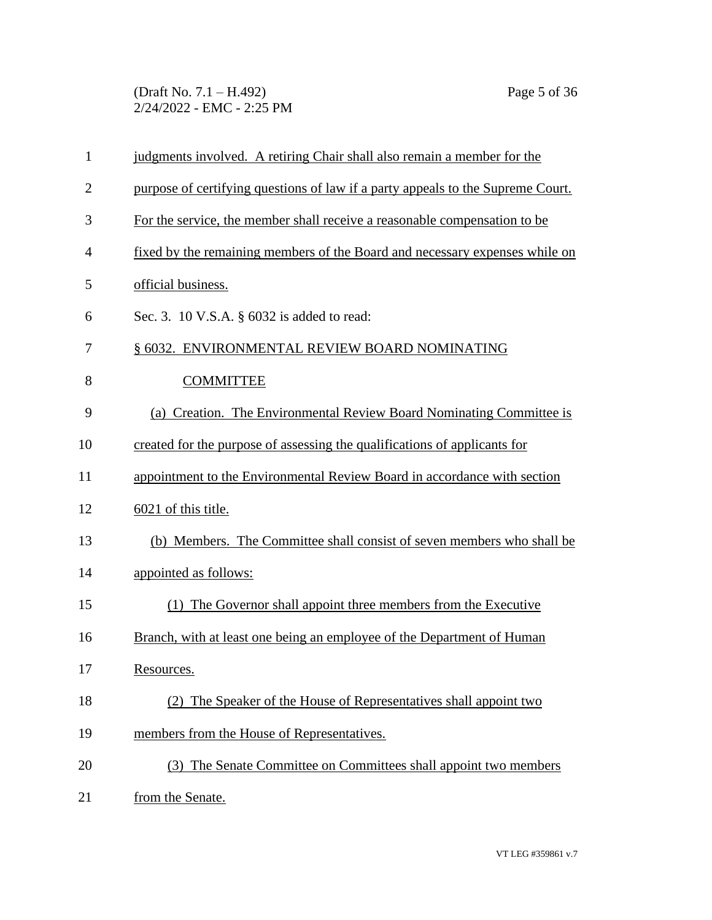judgments involved. A retiring Chair shall also remain a member for the purpose of certifying questions of law if a party appeals to the Supreme Court. For the service, the member shall receive a reasonable compensation to be fixed by the remaining members of the Board and necessary expenses while on official business.

Sec. 3. 10 V.S.A. § 6032 is added to read:

§ 6032. ENVIRONMENTAL REVIEW BOARD NOMINATING COMMITTEE

(a) Creation. The Environmental Review Board Nominating Committee is created for the purpose of assessing the qualifications of applicants for appointment to the Environmental Review Board in accordance with section 6021 of this title.

(b) Members. The Committee shall consist of seven members who shall be appointed as follows:

(1) The Governor shall appoint three members from the Executive Branch, with at least one being an employee of the Department of Human Resources.

(2) The Speaker of the House of Representatives shall appoint two members from the House of Representatives.

(3) The Senate Committee on Committees shall appoint two members from the Senate.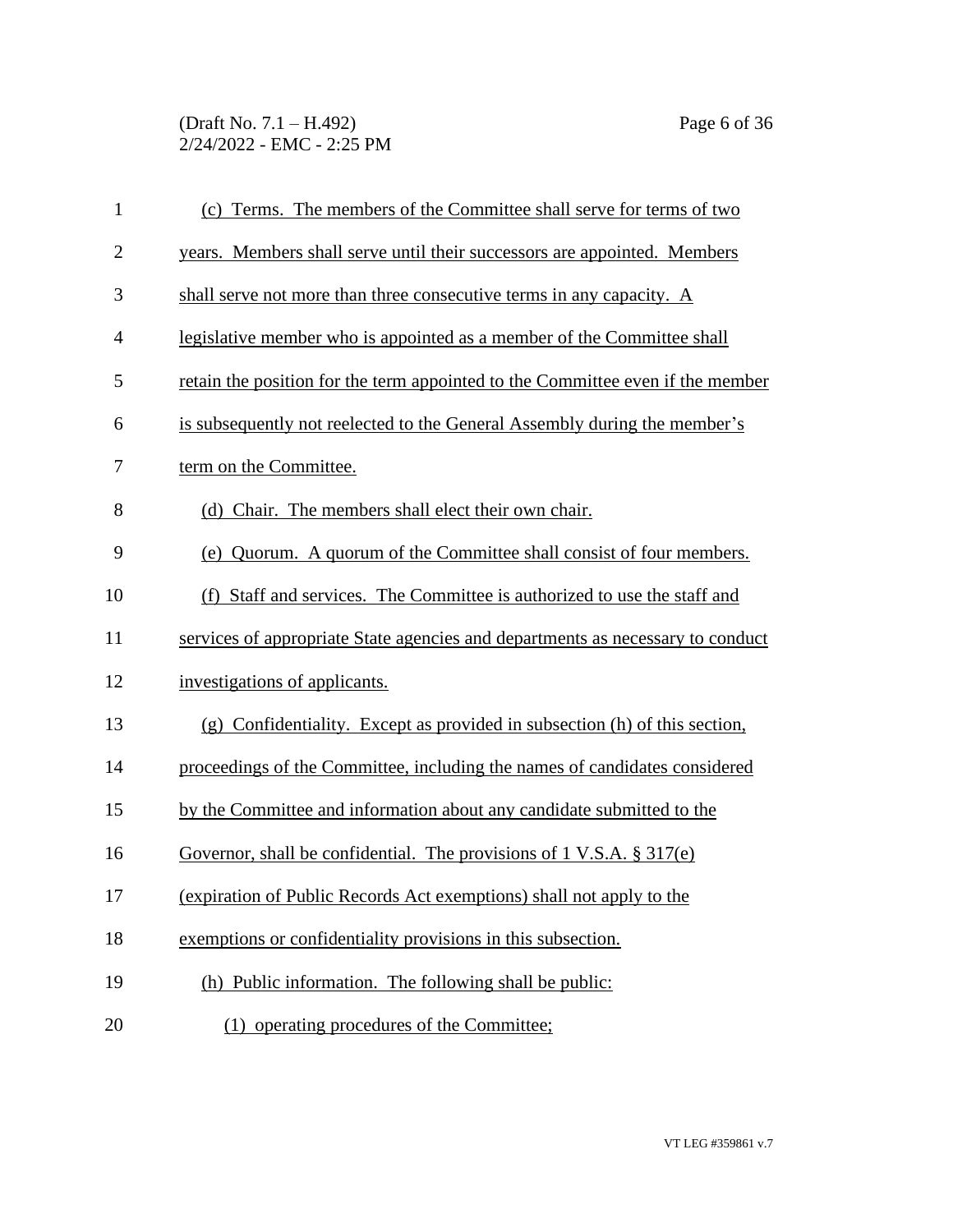(c) Terms. The members of the Committee shall serve for terms of two years. Members shall serve until their successors are appointed. Members shall serve not more than three consecutive terms in any capacity. A legislative member who is appointed as a member of the Committee shall retain the position for the term appointed to the Committee even if the member is subsequently not reelected to the General Assembly during the member's term on the Committee.

(d) Chair. The members shall elect their own chair.

(e) Quorum. A quorum of the Committee shall consist of four members.

(f) Staff and services. The Committee is authorized to use the staff and services of appropriate State agencies and departments as necessary to conduct investigations of applicants.

(g) Confidentiality. Except as provided in subsection (h) of this section, proceedings of the Committee, including the names of candidates considered by the Committee and information about any candidate submitted to the Governor, shall be confidential. The provisions of 1 V.S.A. § 317(e) (expiration of Public Records Act exemptions) shall not apply to the exemptions or confidentiality provisions in this subsection.

(h) Public information. The following shall be public:

(1) operating procedures of the Committee;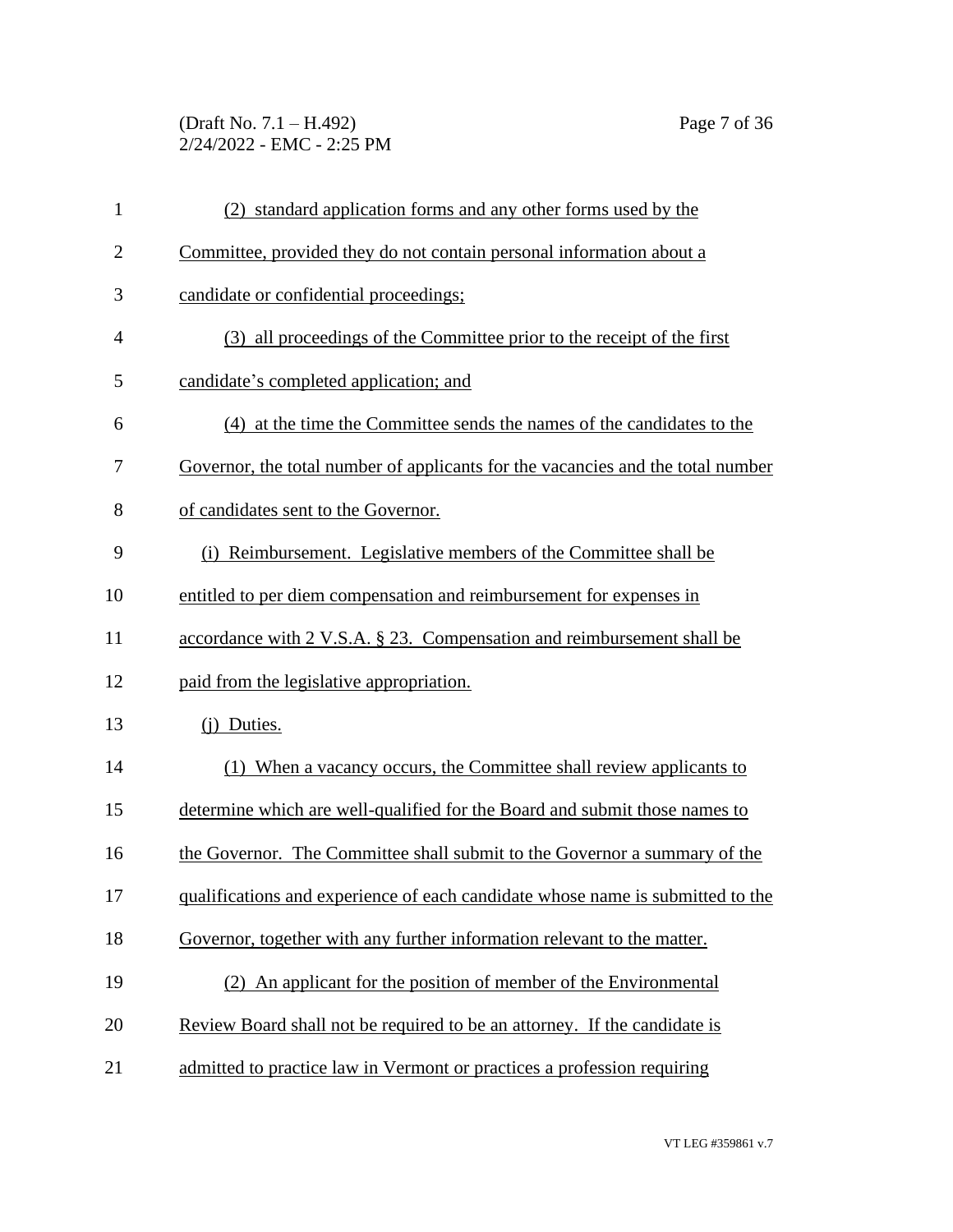(2) standard application forms and any other forms used by the Committee, provided they do not contain personal information about a candidate or confidential proceedings;

(3) all proceedings of the Committee prior to the receipt of the first candidate's completed application; and

(4) at the time the Committee sends the names of the candidates to the Governor, the total number of applicants for the vacancies and the total number of candidates sent to the Governor.

(i) Reimbursement. Legislative members of the Committee shall be entitled to per diem compensation and reimbursement for expenses in accordance with 2 V.S.A. § 23. Compensation and reimbursement shall be paid from the legislative appropriation.

(j) Duties.

(1) When a vacancy occurs, the Committee shall review applicants to determine which are well-qualified for the Board and submit those names to the Governor. The Committee shall submit to the Governor a summary of the qualifications and experience of each candidate whose name is submitted to the Governor, together with any further information relevant to the matter.

(2) An applicant for the position of member of the Environmental Review Board shall not be required to be an attorney. If the candidate is admitted to practice law in Vermont or practices a profession requiring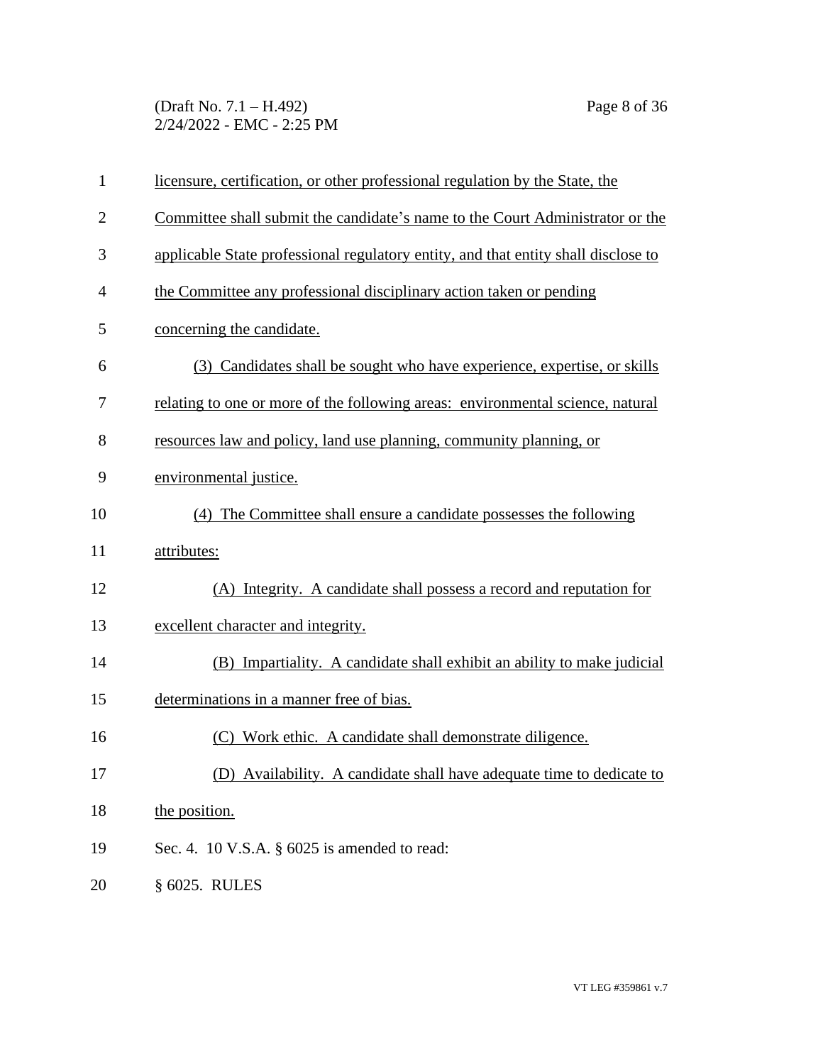licensure, certification, or other professional regulation by the State, the Committee shall submit the candidate's name to the Court Administrator or the applicable State professional regulatory entity, and that entity shall disclose to the Committee any professional disciplinary action taken or pending concerning the candidate.

(3) Candidates shall be sought who have experience, expertise, or skills relating to one or more of the following areas: environmental science, natural resources law and policy, land use planning, community planning, or environmental justice.

(4) The Committee shall ensure a candidate possesses the following attributes:

(A) Integrity. A candidate shall possess a record and reputation for excellent character and integrity.

(B) Impartiality. A candidate shall exhibit an ability to make judicial determinations in a manner free of bias.

(C) Work ethic. A candidate shall demonstrate diligence.

(D) Availability. A candidate shall have adequate time to dedicate to the position.

Sec. 4. 10 V.S.A. § 6025 is amended to read:

§ 6025. RULES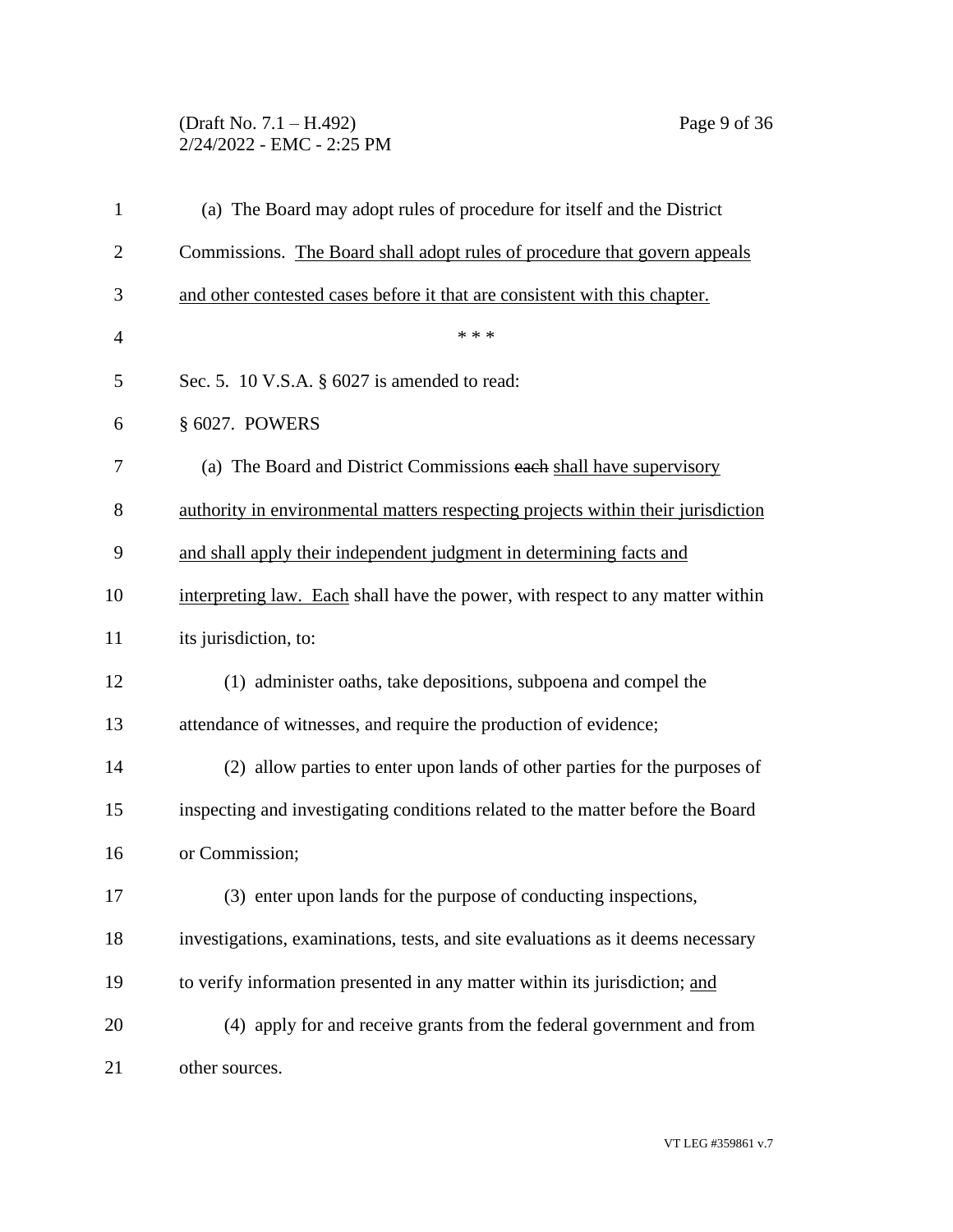(a) The Board may adopt rules of procedure for itself and the District Commissions. <u>The Board shall adopt rules of procedure that govern appeals and other contested cases before it that are consistent with this chapter.</u>

\* \* \*

Sec. 5. 10 V.S.A. § 6027 is amended to read:

§ 6027. POWERS

(a) The Board and District Commissions ~~each~~ <u>shall have supervisory authority in environmental matters respecting projects within their jurisdiction and shall apply their independent judgment in determining facts and interpreting law. Each</u> shall have the power, with respect to any matter within its jurisdiction, to:

(1) administer oaths, take depositions, subpoena and compel the attendance of witnesses, and require the production of evidence;

(2) allow parties to enter upon lands of other parties for the purposes of inspecting and investigating conditions related to the matter before the Board or Commission;

(3) enter upon lands for the purpose of conducting inspections, investigations, examinations, tests, and site evaluations as it deems necessary to verify information presented in any matter within its jurisdiction; <u>and</u>

(4) apply for and receive grants from the federal government and from other sources.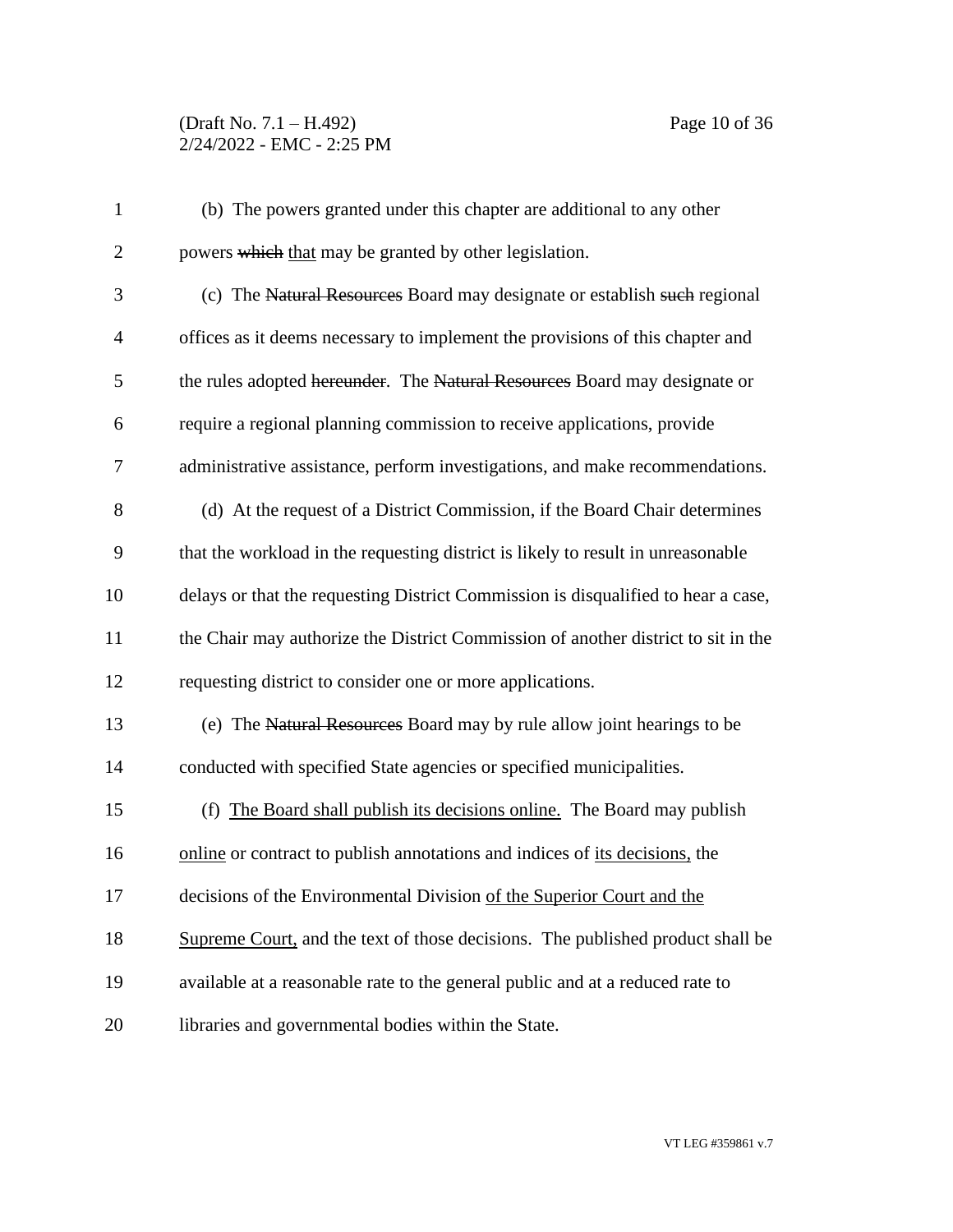(b) The powers granted under this chapter are additional to any other powers ~~which~~ <u>that</u> may be granted by other legislation.

(c) The ~~Natural Resources~~ Board may designate or establish ~~such~~ regional offices as it deems necessary to implement the provisions of this chapter and the rules adopted ~~hereunder~~. The ~~Natural Resources~~ Board may designate or require a regional planning commission to receive applications, provide administrative assistance, perform investigations, and make recommendations.

(d) At the request of a District Commission, if the Board Chair determines that the workload in the requesting district is likely to result in unreasonable delays or that the requesting District Commission is disqualified to hear a case, the Chair may authorize the District Commission of another district to sit in the requesting district to consider one or more applications.

(e) The ~~Natural Resources~~ Board may by rule allow joint hearings to be conducted with specified State agencies or specified municipalities.

(f) <u>The Board shall publish its decisions online.</u> The Board may publish <u>online</u> or contract to publish annotations and indices of <u>its decisions,</u> the decisions of the Environmental Division <u>of the Superior Court and the Supreme Court,</u> and the text of those decisions. The published product shall be available at a reasonable rate to the general public and at a reduced rate to libraries and governmental bodies within the State.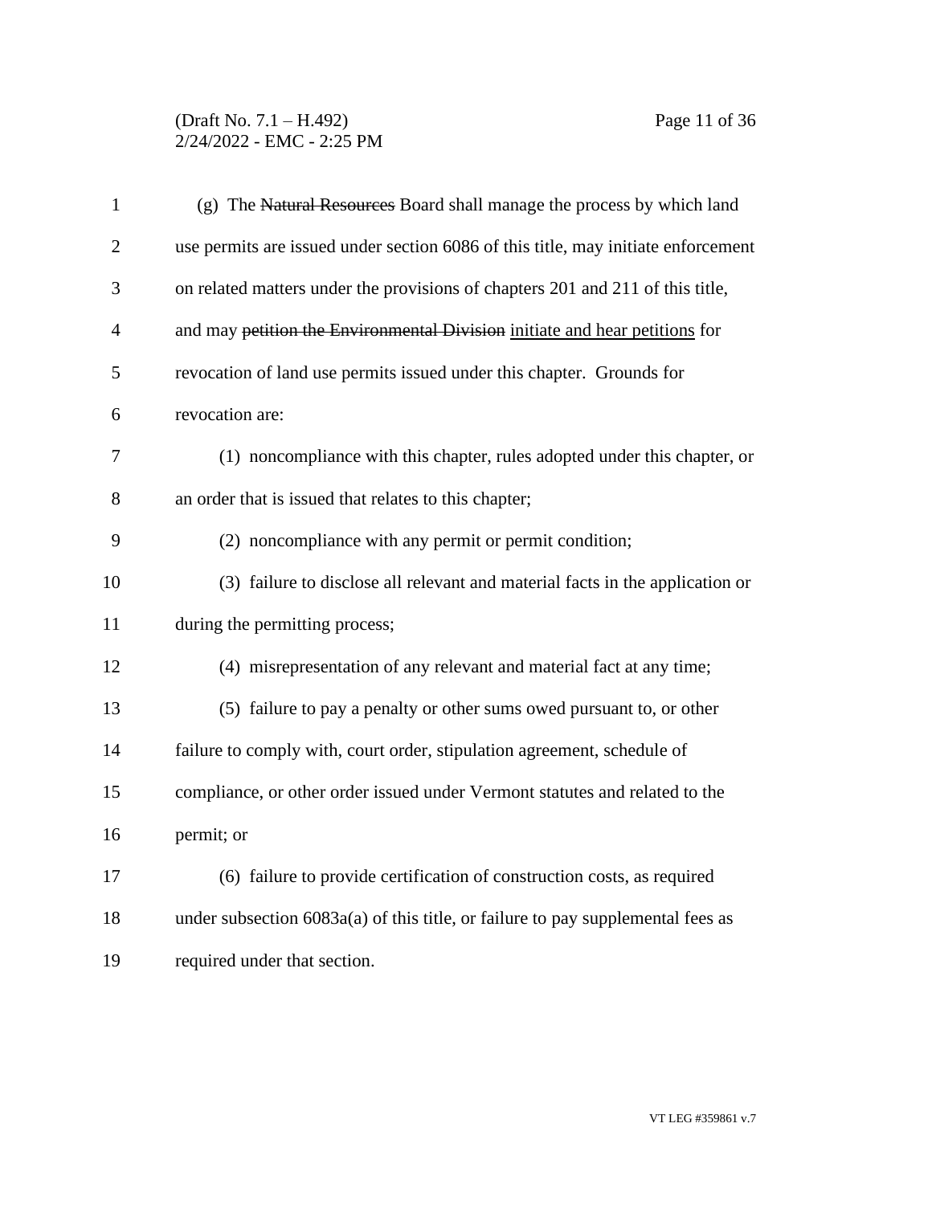(g) The ~~Natural Resources~~ Board shall manage the process by which land use permits are issued under section 6086 of this title, may initiate enforcement on related matters under the provisions of chapters 201 and 211 of this title, and may ~~petition the Environmental Division~~ <u>initiate and hear petitions</u> for revocation of land use permits issued under this chapter. Grounds for revocation are:

(1) noncompliance with this chapter, rules adopted under this chapter, or an order that is issued that relates to this chapter;

(2) noncompliance with any permit or permit condition;

(3) failure to disclose all relevant and material facts in the application or during the permitting process;

(4) misrepresentation of any relevant and material fact at any time;

(5) failure to pay a penalty or other sums owed pursuant to, or other failure to comply with, court order, stipulation agreement, schedule of compliance, or other order issued under Vermont statutes and related to the permit; or

(6) failure to provide certification of construction costs, as required under subsection 6083a(a) of this title, or failure to pay supplemental fees as required under that section.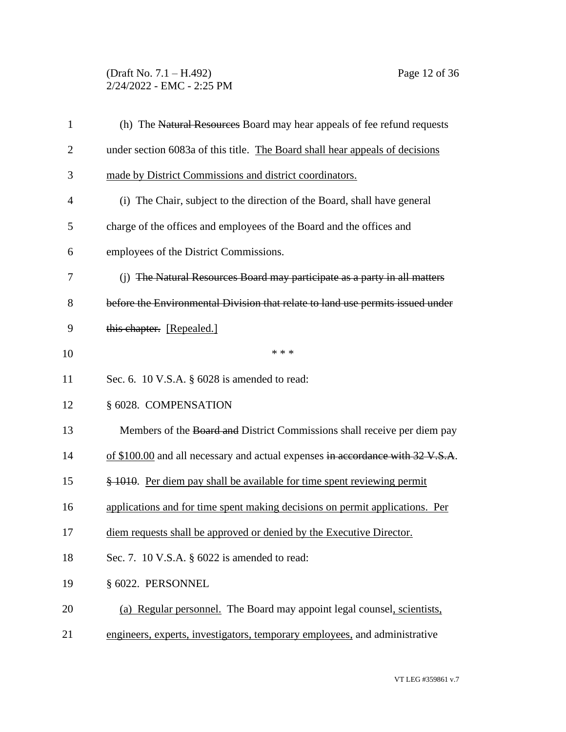(h) The ~~Natural Resources~~ Board may hear appeals of fee refund requests under section 6083a of this title. <u>The Board shall hear appeals of decisions made by District Commissions and district coordinators.</u>

(i) The Chair, subject to the direction of the Board, shall have general charge of the offices and employees of the Board and the offices and employees of the District Commissions.

(j) ~~The Natural Resources Board may participate as a party in all matters before the Environmental Division that relate to land use permits issued under this chapter.~~ [Repealed.]

\* \* \*

Sec. 6. 10 V.S.A. § 6028 is amended to read:

§ 6028. COMPENSATION

Members of the ~~Board and~~ District Commissions shall receive per diem pay <u>of $100.00</u> and all necessary and actual expenses ~~in accordance with 32 V.S.A. § 1010~~. <u>Per diem pay shall be available for time spent reviewing permit applications and for time spent making decisions on permit applications. Per diem requests shall be approved or denied by the Executive Director.</u>

Sec. 7. 10 V.S.A. § 6022 is amended to read:

§ 6022. PERSONNEL

<u>(a) Regular personnel.</u> The Board may appoint legal counsel<u>, scientists, engineers, experts, investigators, temporary employees,</u> and administrative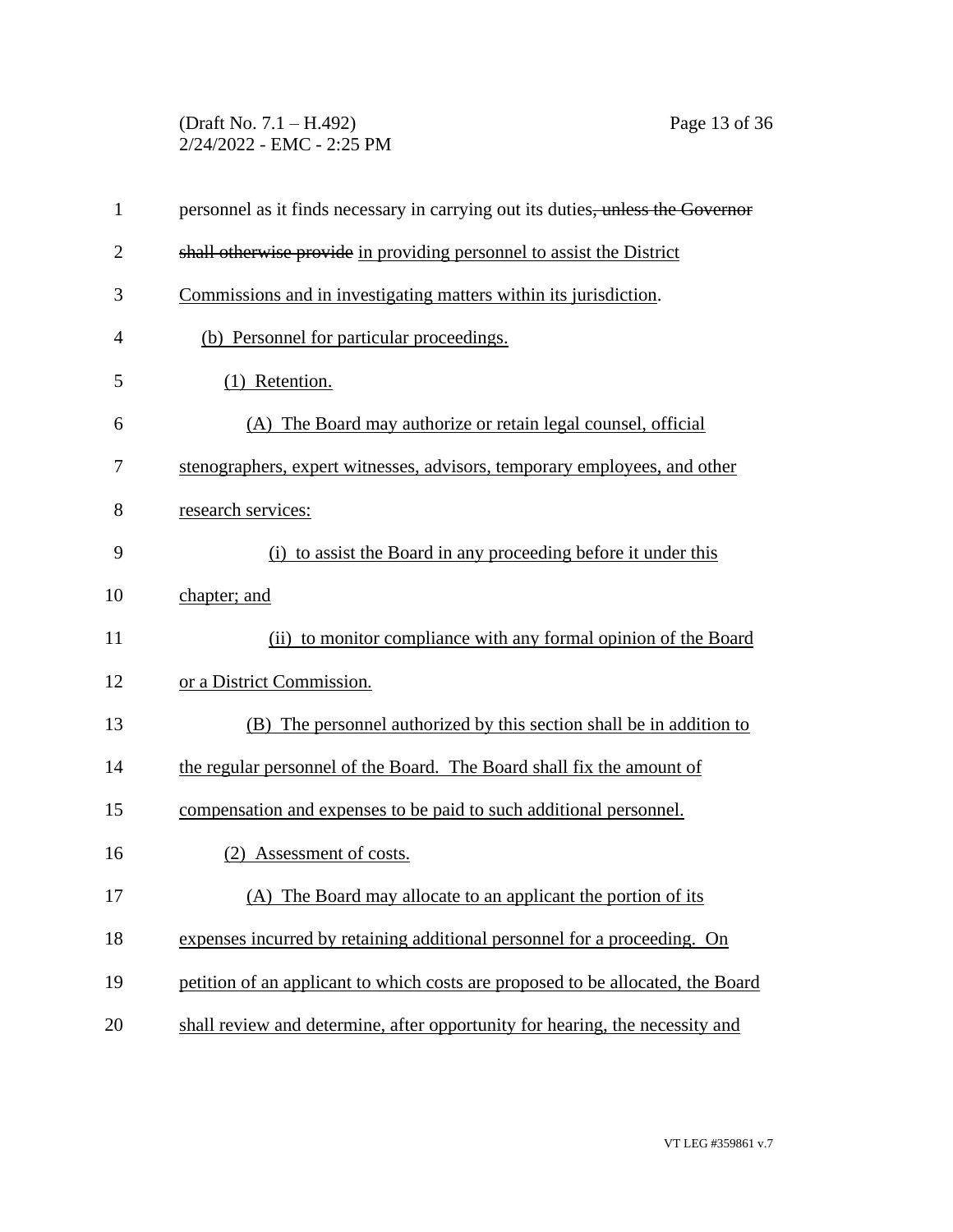personnel as it finds necessary in carrying out its duties~~, unless the Governor shall otherwise provide~~ in providing personnel to assist the District Commissions and in investigating matters within its jurisdiction.

(b) Personnel for particular proceedings.

(1) Retention.

(A) The Board may authorize or retain legal counsel, official stenographers, expert witnesses, advisors, temporary employees, and other research services:

(i) to assist the Board in any proceeding before it under this chapter; and

(ii) to monitor compliance with any formal opinion of the Board or a District Commission.

(B) The personnel authorized by this section shall be in addition to the regular personnel of the Board. The Board shall fix the amount of compensation and expenses to be paid to such additional personnel.

(2) Assessment of costs.

(A) The Board may allocate to an applicant the portion of its expenses incurred by retaining additional personnel for a proceeding. On petition of an applicant to which costs are proposed to be allocated, the Board shall review and determine, after opportunity for hearing, the necessity and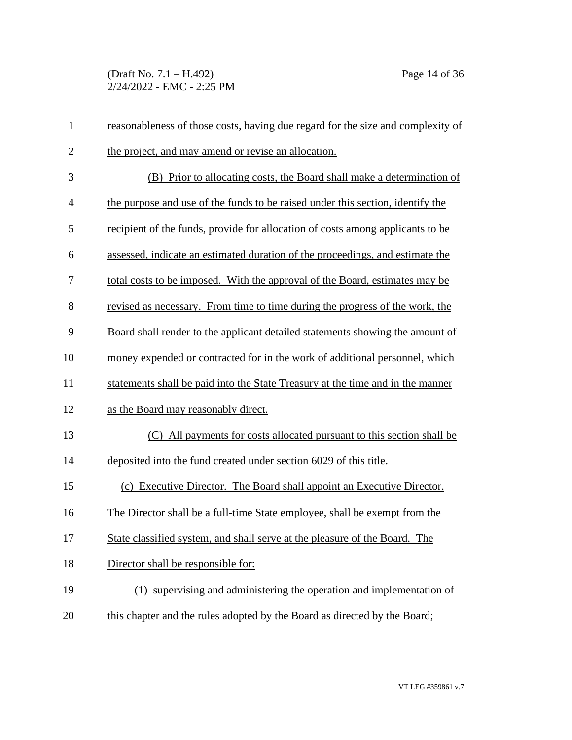reasonableness of those costs, having due regard for the size and complexity of the project, and may amend or revise an allocation.

(B) Prior to allocating costs, the Board shall make a determination of the purpose and use of the funds to be raised under this section, identify the recipient of the funds, provide for allocation of costs among applicants to be assessed, indicate an estimated duration of the proceedings, and estimate the total costs to be imposed. With the approval of the Board, estimates may be revised as necessary. From time to time during the progress of the work, the Board shall render to the applicant detailed statements showing the amount of money expended or contracted for in the work of additional personnel, which statements shall be paid into the State Treasury at the time and in the manner as the Board may reasonably direct.

(C) All payments for costs allocated pursuant to this section shall be deposited into the fund created under section 6029 of this title.

(c) Executive Director. The Board shall appoint an Executive Director. The Director shall be a full-time State employee, shall be exempt from the State classified system, and shall serve at the pleasure of the Board. The Director shall be responsible for:

(1) supervising and administering the operation and implementation of this chapter and the rules adopted by the Board as directed by the Board;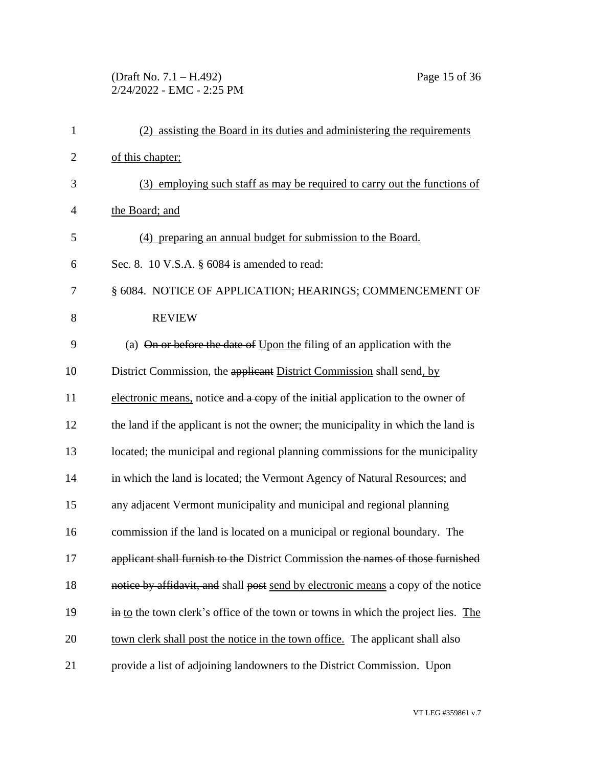(2) assisting the Board in its duties and administering the requirements of this chapter;

(3) employing such staff as may be required to carry out the functions of the Board; and

(4) preparing an annual budget for submission to the Board.

Sec. 8. 10 V.S.A. § 6084 is amended to read:

§ 6084. NOTICE OF APPLICATION; HEARINGS; COMMENCEMENT OF REVIEW

(a) ~~On or before the date of~~ Upon the filing of an application with the District Commission, the ~~applicant~~ District Commission shall send, by electronic means, notice ~~and a copy~~ of the ~~initial~~ application to the owner of the land if the applicant is not the owner; the municipality in which the land is located; the municipal and regional planning commissions for the municipality in which the land is located; the Vermont Agency of Natural Resources; and any adjacent Vermont municipality and municipal and regional planning commission if the land is located on a municipal or regional boundary. The ~~applicant shall furnish to the~~ District Commission ~~the names of those furnished notice by affidavit, and~~ shall ~~post~~ send by electronic means a copy of the notice ~~in~~ to the town clerk's office of the town or towns in which the project lies. The town clerk shall post the notice in the town office. The applicant shall also provide a list of adjoining landowners to the District Commission. Upon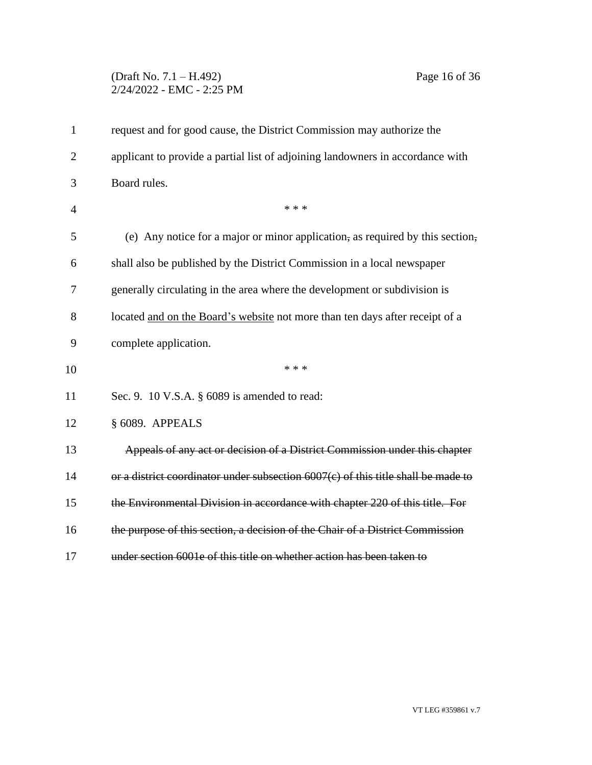request and for good cause, the District Commission may authorize the applicant to provide a partial list of adjoining landowners in accordance with Board rules.

\* \* \*

(e) Any notice for a major or minor application~~,~~ as required by this section~~,~~ shall also be published by the District Commission in a local newspaper generally circulating in the area where the development or subdivision is located <u>and on the Board's website</u> not more than ten days after receipt of a complete application.

\* \* \*

Sec. 9. 10 V.S.A. § 6089 is amended to read:

§ 6089. APPEALS

~~Appeals of any act or decision of a District Commission under this chapter or a district coordinator under subsection 6007(c) of this title shall be made to the Environmental Division in accordance with chapter 220 of this title. For the purpose of this section, a decision of the Chair of a District Commission under section 6001e of this title on whether action has been taken to~~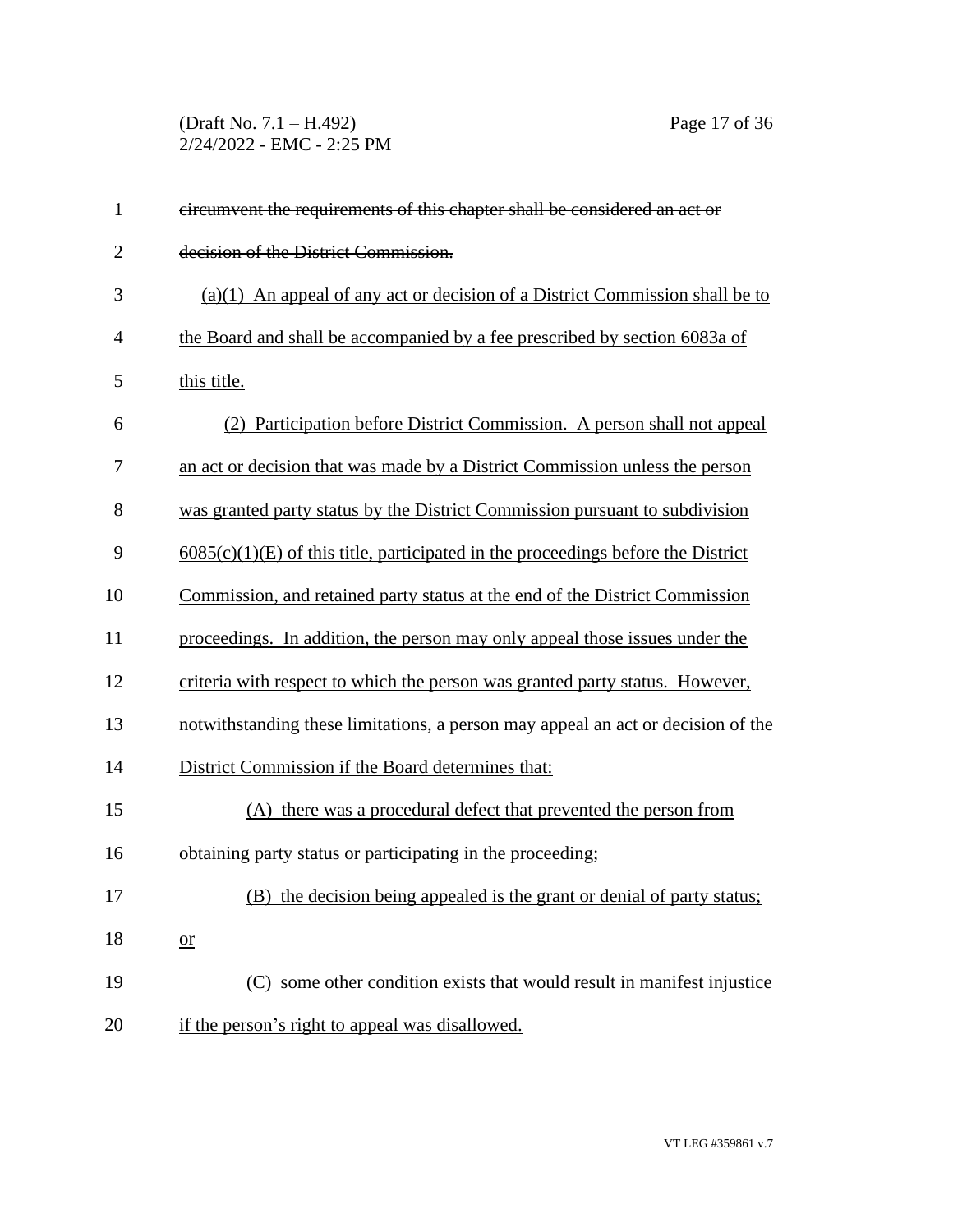~~circumvent the requirements of this chapter shall be considered an act or decision of the District Commission.~~

<u>(a)(1) An appeal of any act or decision of a District Commission shall be to the Board and shall be accompanied by a fee prescribed by section 6083a of this title.</u>

<u>(2) Participation before District Commission. A person shall not appeal an act or decision that was made by a District Commission unless the person was granted party status by the District Commission pursuant to subdivision 6085(c)(1)(E) of this title, participated in the proceedings before the District Commission, and retained party status at the end of the District Commission proceedings. In addition, the person may only appeal those issues under the criteria with respect to which the person was granted party status. However, notwithstanding these limitations, a person may appeal an act or decision of the District Commission if the Board determines that:</u>

<u>(A) there was a procedural defect that prevented the person from obtaining party status or participating in the proceeding;</u>

<u>(B) the decision being appealed is the grant or denial of party status; or</u>

<u>(C) some other condition exists that would result in manifest injustice if the person's right to appeal was disallowed.</u>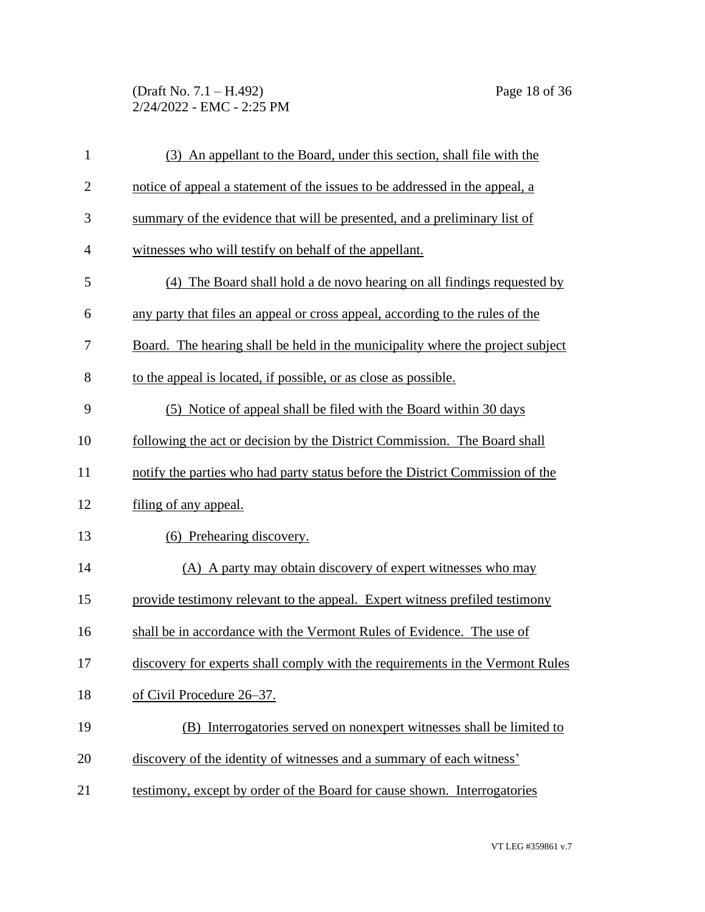(3) An appellant to the Board, under this section, shall file with the notice of appeal a statement of the issues to be addressed in the appeal, a summary of the evidence that will be presented, and a preliminary list of witnesses who will testify on behalf of the appellant.

(4) The Board shall hold a de novo hearing on all findings requested by any party that files an appeal or cross appeal, according to the rules of the Board. The hearing shall be held in the municipality where the project subject to the appeal is located, if possible, or as close as possible.

(5) Notice of appeal shall be filed with the Board within 30 days following the act or decision by the District Commission. The Board shall notify the parties who had party status before the District Commission of the filing of any appeal.

(6) Prehearing discovery.

(A) A party may obtain discovery of expert witnesses who may provide testimony relevant to the appeal. Expert witness prefiled testimony shall be in accordance with the Vermont Rules of Evidence. The use of discovery for experts shall comply with the requirements in the Vermont Rules of Civil Procedure 26–37.

(B) Interrogatories served on nonexpert witnesses shall be limited to discovery of the identity of witnesses and a summary of each witness' testimony, except by order of the Board for cause shown. Interrogatories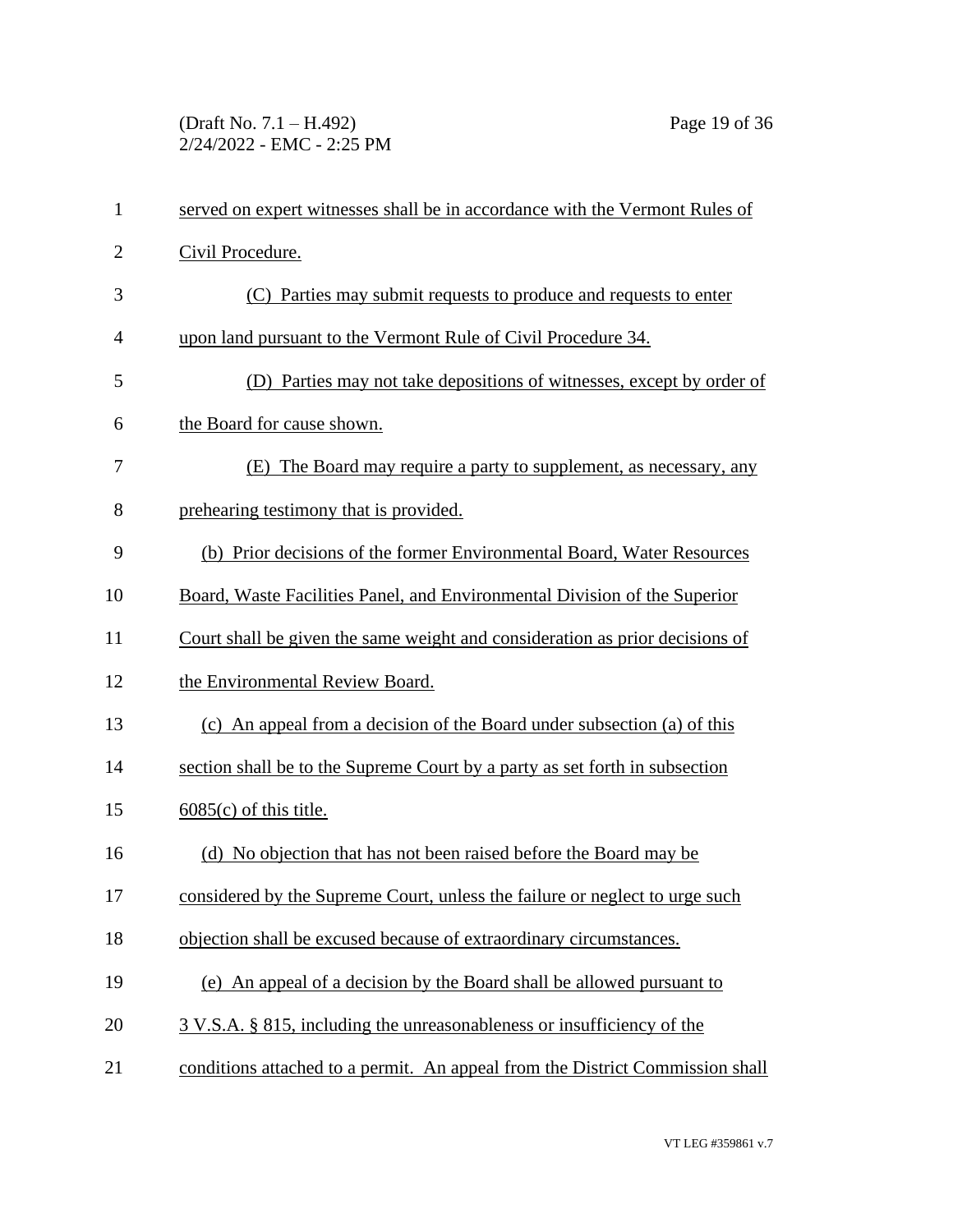served on expert witnesses shall be in accordance with the Vermont Rules of Civil Procedure.

(C) Parties may submit requests to produce and requests to enter upon land pursuant to the Vermont Rule of Civil Procedure 34.

(D) Parties may not take depositions of witnesses, except by order of the Board for cause shown.

(E) The Board may require a party to supplement, as necessary, any prehearing testimony that is provided.

(b) Prior decisions of the former Environmental Board, Water Resources Board, Waste Facilities Panel, and Environmental Division of the Superior Court shall be given the same weight and consideration as prior decisions of the Environmental Review Board.

(c) An appeal from a decision of the Board under subsection (a) of this section shall be to the Supreme Court by a party as set forth in subsection 6085(c) of this title.

(d) No objection that has not been raised before the Board may be considered by the Supreme Court, unless the failure or neglect to urge such objection shall be excused because of extraordinary circumstances.

(e) An appeal of a decision by the Board shall be allowed pursuant to 3 V.S.A. § 815, including the unreasonableness or insufficiency of the conditions attached to a permit. An appeal from the District Commission shall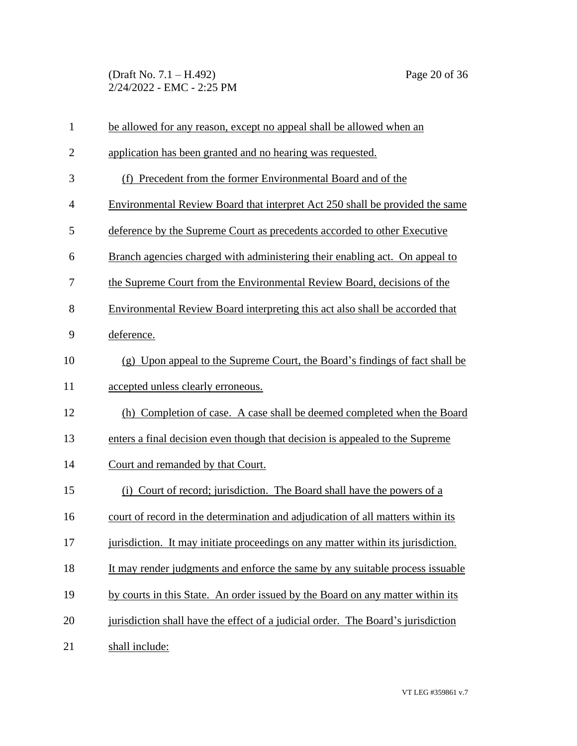be allowed for any reason, except no appeal shall be allowed when an application has been granted and no hearing was requested.

(f) Precedent from the former Environmental Board and of the Environmental Review Board that interpret Act 250 shall be provided the same deference by the Supreme Court as precedents accorded to other Executive Branch agencies charged with administering their enabling act. On appeal to the Supreme Court from the Environmental Review Board, decisions of the Environmental Review Board interpreting this act also shall be accorded that deference.

(g) Upon appeal to the Supreme Court, the Board's findings of fact shall be accepted unless clearly erroneous.

(h) Completion of case. A case shall be deemed completed when the Board enters a final decision even though that decision is appealed to the Supreme Court and remanded by that Court.

(i) Court of record; jurisdiction. The Board shall have the powers of a court of record in the determination and adjudication of all matters within its jurisdiction. It may initiate proceedings on any matter within its jurisdiction. It may render judgments and enforce the same by any suitable process issuable by courts in this State. An order issued by the Board on any matter within its jurisdiction shall have the effect of a judicial order. The Board's jurisdiction shall include: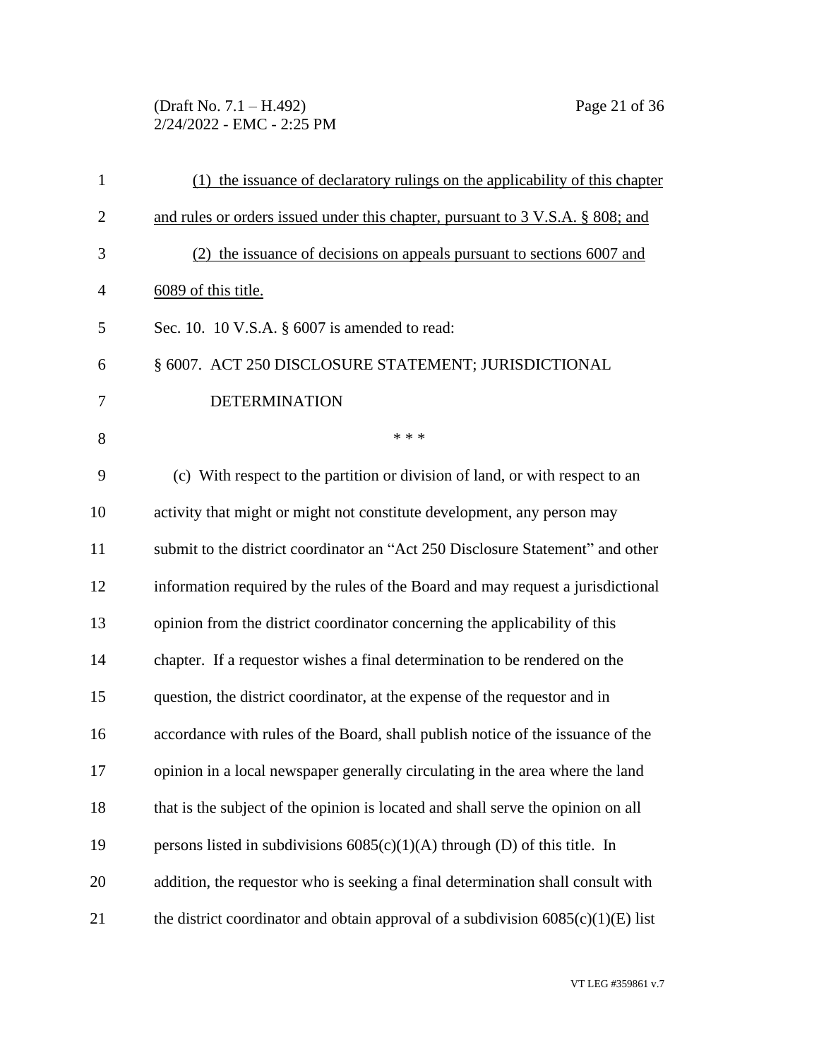(1) the issuance of declaratory rulings on the applicability of this chapter and rules or orders issued under this chapter, pursuant to 3 V.S.A. § 808; and

(2) the issuance of decisions on appeals pursuant to sections 6007 and 6089 of this title.

Sec. 10. 10 V.S.A. § 6007 is amended to read:

§ 6007. ACT 250 DISCLOSURE STATEMENT; JURISDICTIONAL DETERMINATION

\* \* \*

(c) With respect to the partition or division of land, or with respect to an activity that might or might not constitute development, any person may submit to the district coordinator an "Act 250 Disclosure Statement" and other information required by the rules of the Board and may request a jurisdictional opinion from the district coordinator concerning the applicability of this chapter. If a requestor wishes a final determination to be rendered on the question, the district coordinator, at the expense of the requestor and in accordance with rules of the Board, shall publish notice of the issuance of the opinion in a local newspaper generally circulating in the area where the land that is the subject of the opinion is located and shall serve the opinion on all persons listed in subdivisions 6085(c)(1)(A) through (D) of this title. In addition, the requestor who is seeking a final determination shall consult with the district coordinator and obtain approval of a subdivision 6085(c)(1)(E) list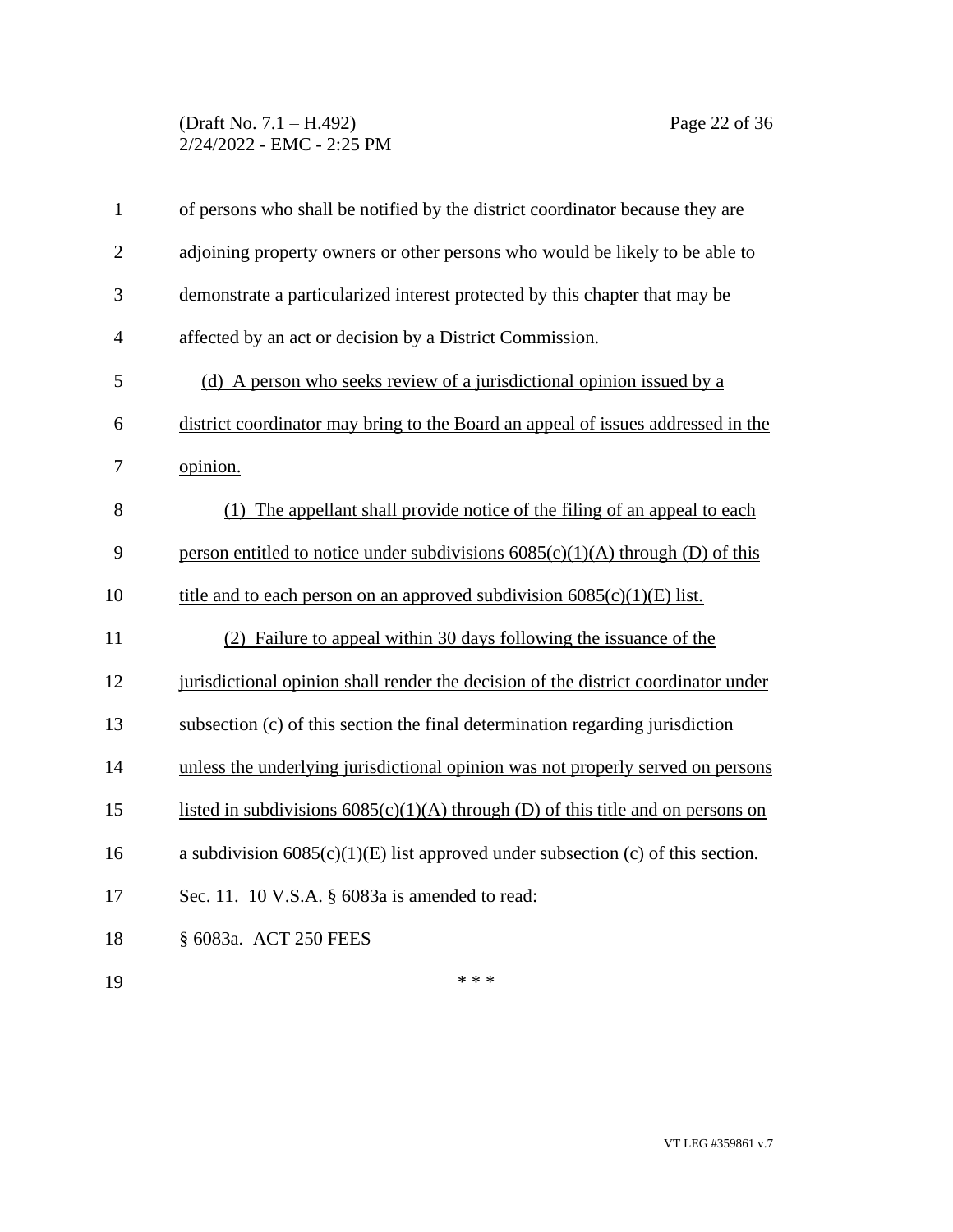of persons who shall be notified by the district coordinator because they are adjoining property owners or other persons who would be likely to be able to demonstrate a particularized interest protected by this chapter that may be affected by an act or decision by a District Commission.

(d) A person who seeks review of a jurisdictional opinion issued by a district coordinator may bring to the Board an appeal of issues addressed in the opinion.

(1) The appellant shall provide notice of the filing of an appeal to each person entitled to notice under subdivisions 6085(c)(1)(A) through (D) of this title and to each person on an approved subdivision 6085(c)(1)(E) list.

(2) Failure to appeal within 30 days following the issuance of the jurisdictional opinion shall render the decision of the district coordinator under subsection (c) of this section the final determination regarding jurisdiction unless the underlying jurisdictional opinion was not properly served on persons listed in subdivisions 6085(c)(1)(A) through (D) of this title and on persons on a subdivision 6085(c)(1)(E) list approved under subsection (c) of this section.

Sec. 11. 10 V.S.A. § 6083a is amended to read:

§ 6083a. ACT 250 FEES

* * *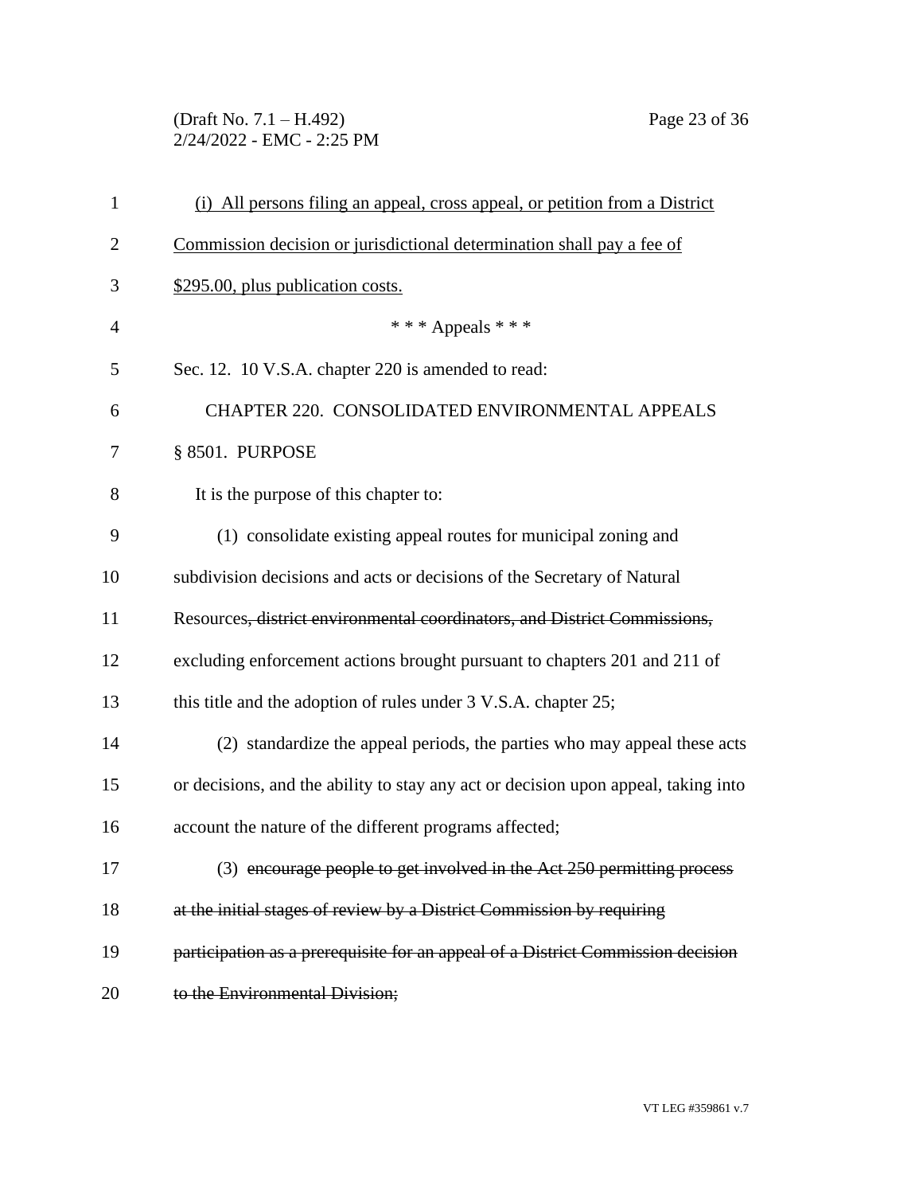<u>(i) All persons filing an appeal, cross appeal, or petition from a District Commission decision or jurisdictional determination shall pay a fee of $295.00, plus publication costs.</u>

\* \* \* Appeals \* \* \*

Sec. 12. 10 V.S.A. chapter 220 is amended to read:

CHAPTER 220. CONSOLIDATED ENVIRONMENTAL APPEALS

§ 8501. PURPOSE

It is the purpose of this chapter to:

(1) consolidate existing appeal routes for municipal zoning and subdivision decisions and acts or decisions of the Secretary of Natural Resources~~, district environmental coordinators, and District Commissions,~~ excluding enforcement actions brought pursuant to chapters 201 and 211 of this title and the adoption of rules under 3 V.S.A. chapter 25;

(2) standardize the appeal periods, the parties who may appeal these acts or decisions, and the ability to stay any act or decision upon appeal, taking into account the nature of the different programs affected;

(3) ~~encourage people to get involved in the Act 250 permitting process at the initial stages of review by a District Commission by requiring participation as a prerequisite for an appeal of a District Commission decision to the Environmental Division;~~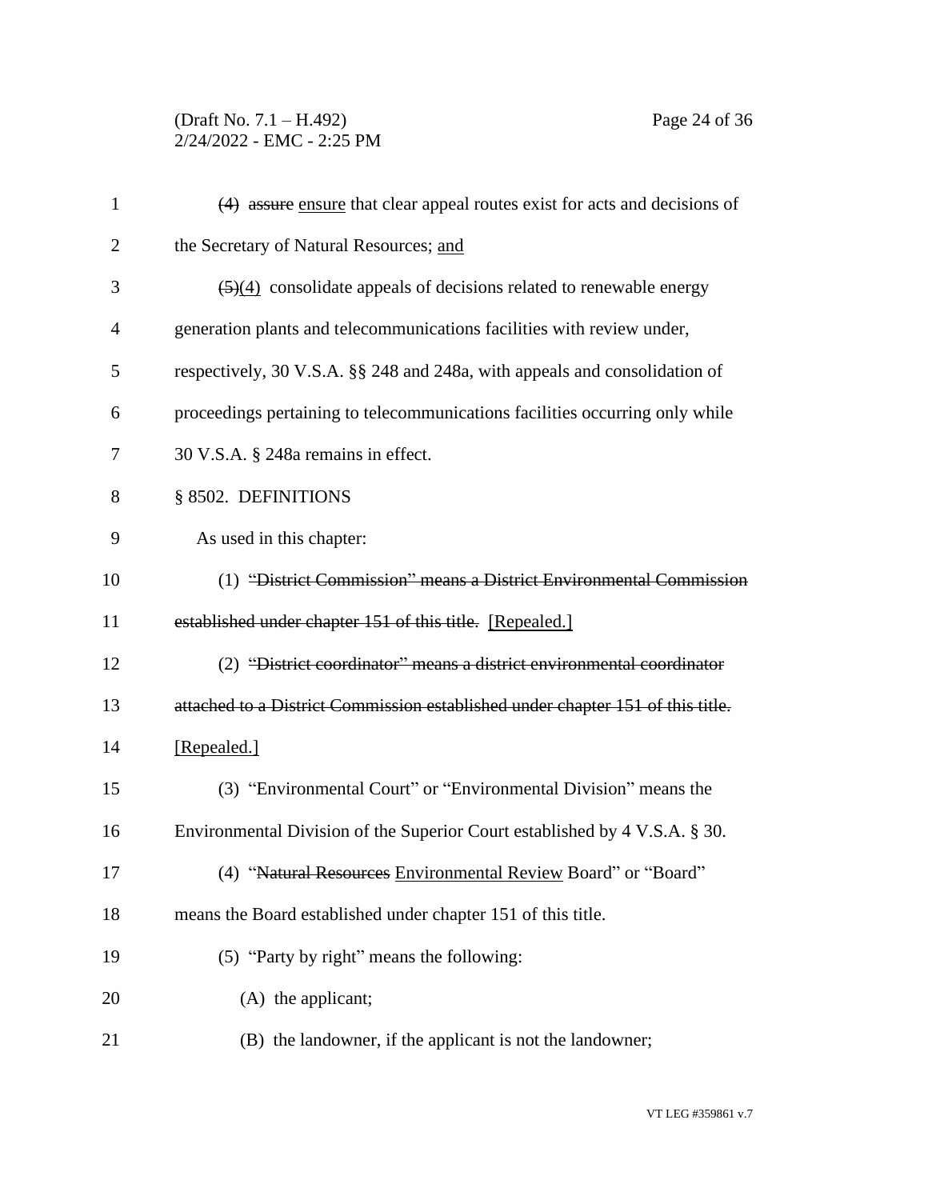(4) ~~assure~~ ensure that clear appeal routes exist for acts and decisions of the Secretary of Natural Resources; and

~~(5)~~(4) consolidate appeals of decisions related to renewable energy generation plants and telecommunications facilities with review under, respectively, 30 V.S.A. §§ 248 and 248a, with appeals and consolidation of proceedings pertaining to telecommunications facilities occurring only while 30 V.S.A. § 248a remains in effect.

§ 8502. DEFINITIONS

As used in this chapter:

(1) ~~"District Commission" means a District Environmental Commission established under chapter 151 of this title.~~ [Repealed.]

(2) ~~"District coordinator" means a district environmental coordinator attached to a District Commission established under chapter 151 of this title.~~ [Repealed.]

(3) "Environmental Court" or "Environmental Division" means the Environmental Division of the Superior Court established by 4 V.S.A. § 30.

(4) "~~Natural Resources~~ Environmental Review Board" or "Board" means the Board established under chapter 151 of this title.

(5) "Party by right" means the following:

(A) the applicant;

(B) the landowner, if the applicant is not the landowner;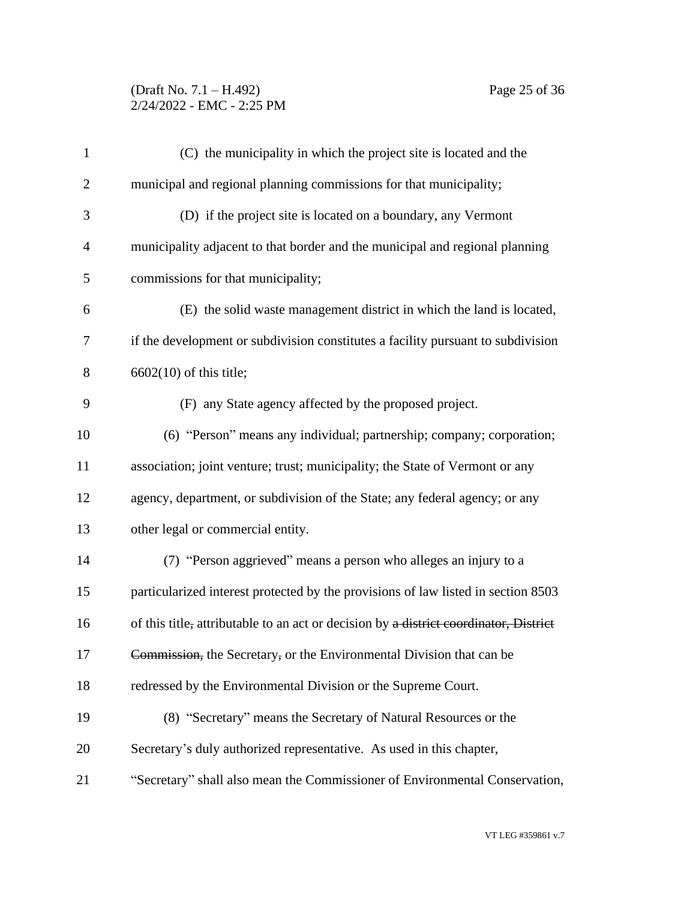(C) the municipality in which the project site is located and the municipal and regional planning commissions for that municipality;

(D) if the project site is located on a boundary, any Vermont municipality adjacent to that border and the municipal and regional planning commissions for that municipality;

(E) the solid waste management district in which the land is located, if the development or subdivision constitutes a facility pursuant to subdivision 6602(10) of this title;

(F) any State agency affected by the proposed project.

(6) "Person" means any individual; partnership; company; corporation; association; joint venture; trust; municipality; the State of Vermont or any agency, department, or subdivision of the State; any federal agency; or any other legal or commercial entity.

(7) "Person aggrieved" means a person who alleges an injury to a particularized interest protected by the provisions of law listed in section 8503 of this title~~,~~ attributable to an act or decision by ~~a district coordinator, District Commission,~~ the Secretary~~,~~ or the Environmental Division that can be redressed by the Environmental Division or the Supreme Court.

(8) "Secretary" means the Secretary of Natural Resources or the Secretary's duly authorized representative. As used in this chapter, "Secretary" shall also mean the Commissioner of Environmental Conservation,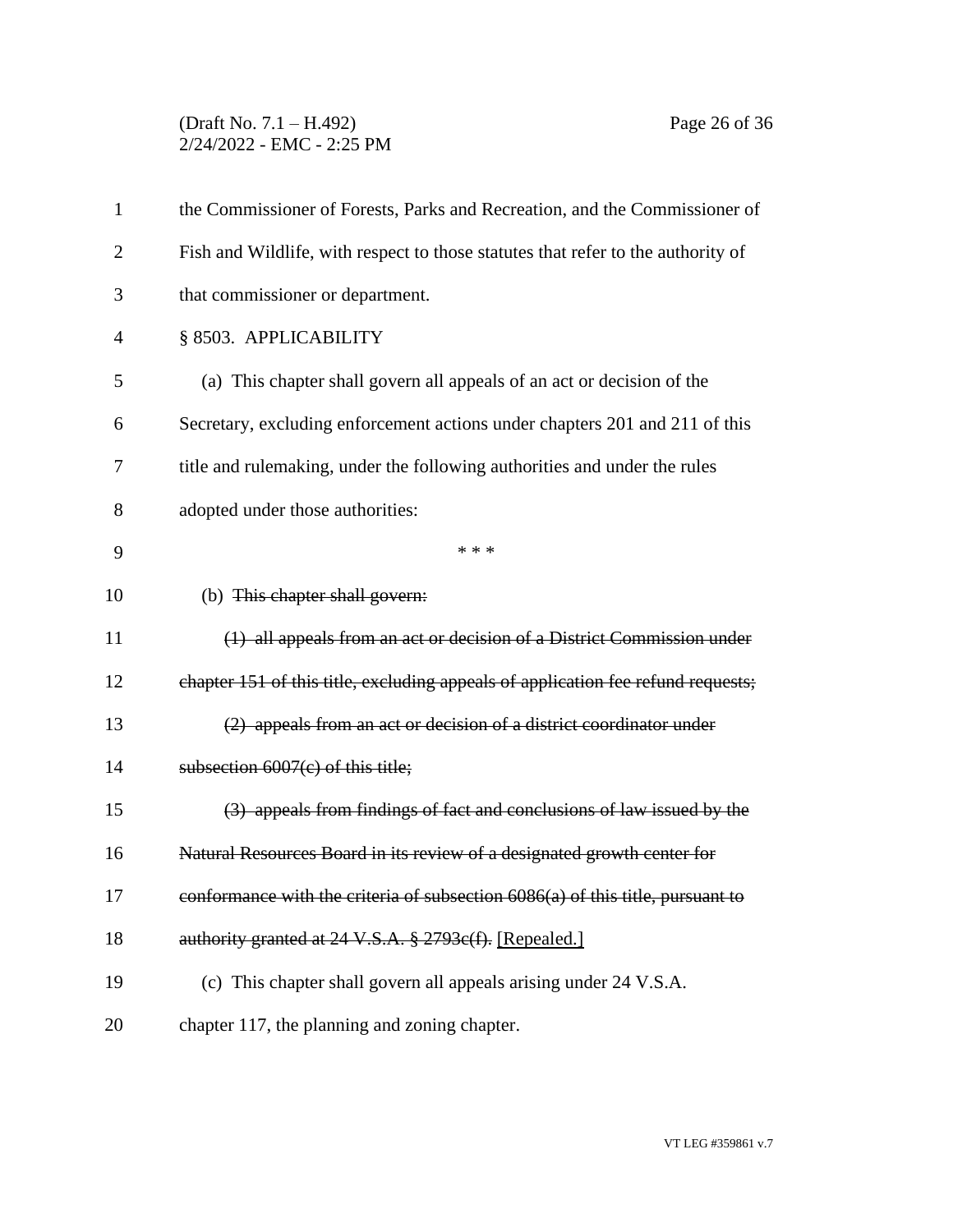the Commissioner of Forests, Parks and Recreation, and the Commissioner of Fish and Wildlife, with respect to those statutes that refer to the authority of that commissioner or department.

§ 8503. APPLICABILITY

(a) This chapter shall govern all appeals of an act or decision of the Secretary, excluding enforcement actions under chapters 201 and 211 of this title and rulemaking, under the following authorities and under the rules adopted under those authorities:

\* \* \*

(b) ~~This chapter shall govern:~~

~~(1) all appeals from an act or decision of a District Commission under chapter 151 of this title, excluding appeals of application fee refund requests;~~

~~(2) appeals from an act or decision of a district coordinator under subsection 6007(c) of this title;~~

~~(3) appeals from findings of fact and conclusions of law issued by the Natural Resources Board in its review of a designated growth center for conformance with the criteria of subsection 6086(a) of this title, pursuant to authority granted at 24 V.S.A. § 2793c(f).~~ <u>[Repealed.]</u>

(c) This chapter shall govern all appeals arising under 24 V.S.A. chapter 117, the planning and zoning chapter.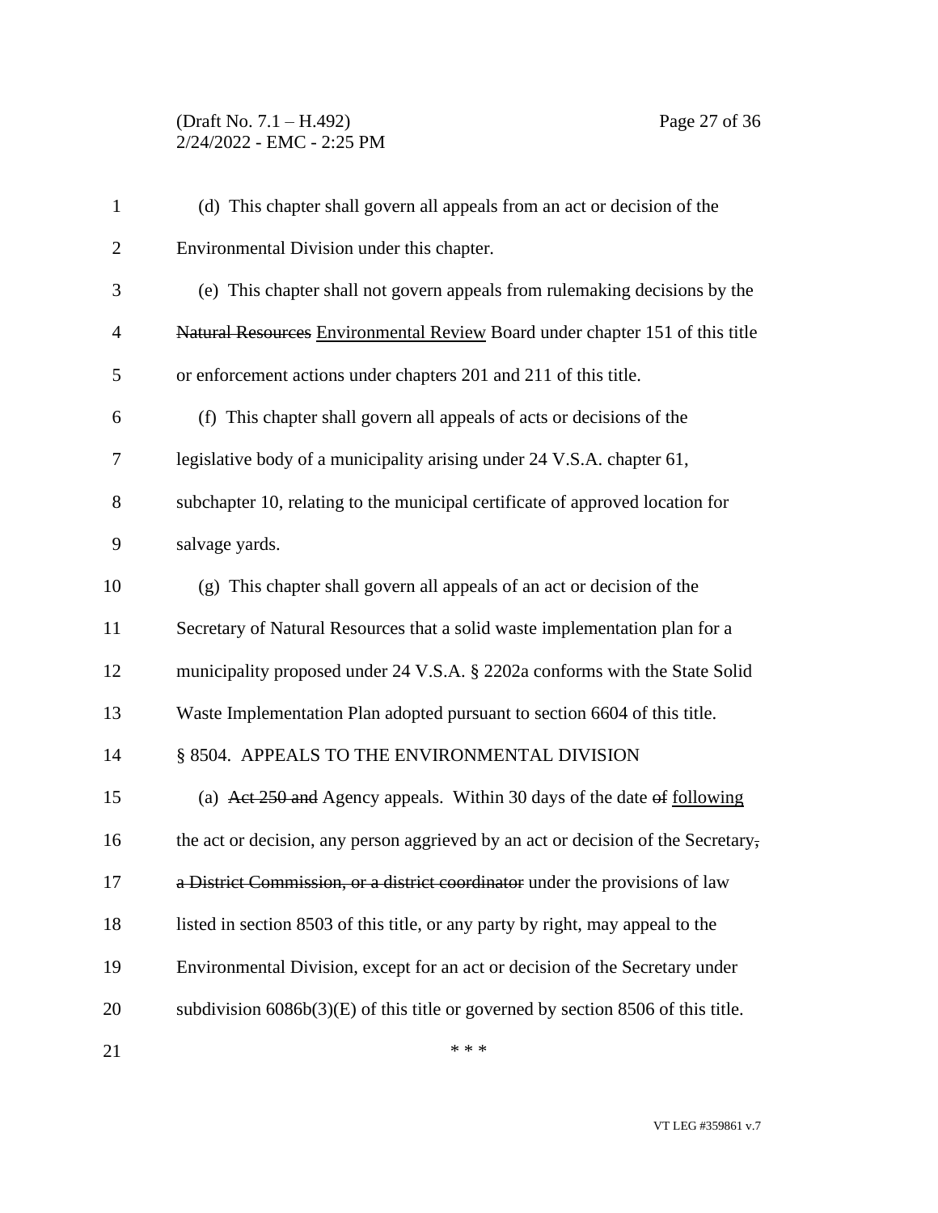(d) This chapter shall govern all appeals from an act or decision of the Environmental Division under this chapter.

(e) This chapter shall not govern appeals from rulemaking decisions by the ~~Natural Resources~~ <u>Environmental Review</u> Board under chapter 151 of this title or enforcement actions under chapters 201 and 211 of this title.

(f) This chapter shall govern all appeals of acts or decisions of the legislative body of a municipality arising under 24 V.S.A. chapter 61, subchapter 10, relating to the municipal certificate of approved location for salvage yards.

(g) This chapter shall govern all appeals of an act or decision of the Secretary of Natural Resources that a solid waste implementation plan for a municipality proposed under 24 V.S.A. § 2202a conforms with the State Solid Waste Implementation Plan adopted pursuant to section 6604 of this title.

§ 8504. APPEALS TO THE ENVIRONMENTAL DIVISION

(a) ~~Act 250 and~~ Agency appeals. Within 30 days of the date ~~of~~ <u>following</u> the act or decision, any person aggrieved by an act or decision of the Secretary~~, a District Commission, or a district coordinator~~ under the provisions of law listed in section 8503 of this title, or any party by right, may appeal to the Environmental Division, except for an act or decision of the Secretary under subdivision 6086b(3)(E) of this title or governed by section 8506 of this title.

\* \* \*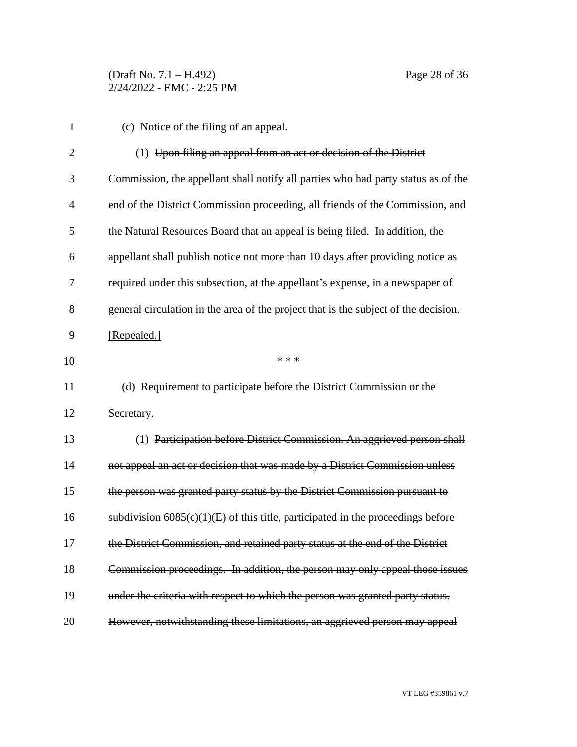(c) Notice of the filing of an appeal.

(1) ~~Upon filing an appeal from an act or decision of the District Commission, the appellant shall notify all parties who had party status as of the end of the District Commission proceeding, all friends of the Commission, and the Natural Resources Board that an appeal is being filed. In addition, the appellant shall publish notice not more than 10 days after providing notice as required under this subsection, at the appellant's expense, in a newspaper of general circulation in the area of the project that is the subject of the decision.~~ [Repealed.]

\* \* \*

(d) Requirement to participate before ~~the District Commission or~~ the Secretary.

(1) ~~Participation before District Commission. An aggrieved person shall not appeal an act or decision that was made by a District Commission unless the person was granted party status by the District Commission pursuant to subdivision 6085(c)(1)(E) of this title, participated in the proceedings before the District Commission, and retained party status at the end of the District Commission proceedings. In addition, the person may only appeal those issues under the criteria with respect to which the person was granted party status. However, notwithstanding these limitations, an aggrieved person may appeal~~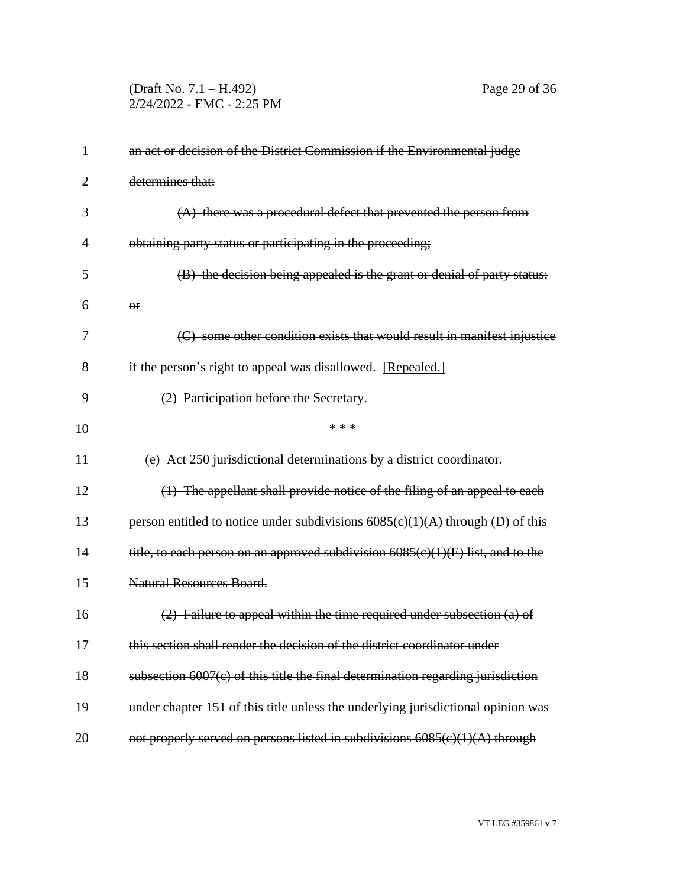~~an act or decision of the District Commission if the Environmental judge determines that:~~

~~(A) there was a procedural defect that prevented the person from obtaining party status or participating in the proceeding;~~

~~(B) the decision being appealed is the grant or denial of party status; or~~

~~(C) some other condition exists that would result in manifest injustice if the person's right to appeal was disallowed.~~ <u>[Repealed.]</u>

(2) Participation before the Secretary.

\* \* \*

(e) ~~Act 250 jurisdictional determinations by a district coordinator.~~

~~(1) The appellant shall provide notice of the filing of an appeal to each person entitled to notice under subdivisions 6085(c)(1)(A) through (D) of this title, to each person on an approved subdivision 6085(c)(1)(E) list, and to the Natural Resources Board.~~

~~(2) Failure to appeal within the time required under subsection (a) of this section shall render the decision of the district coordinator under subsection 6007(c) of this title the final determination regarding jurisdiction under chapter 151 of this title unless the underlying jurisdictional opinion was not properly served on persons listed in subdivisions 6085(c)(1)(A) through~~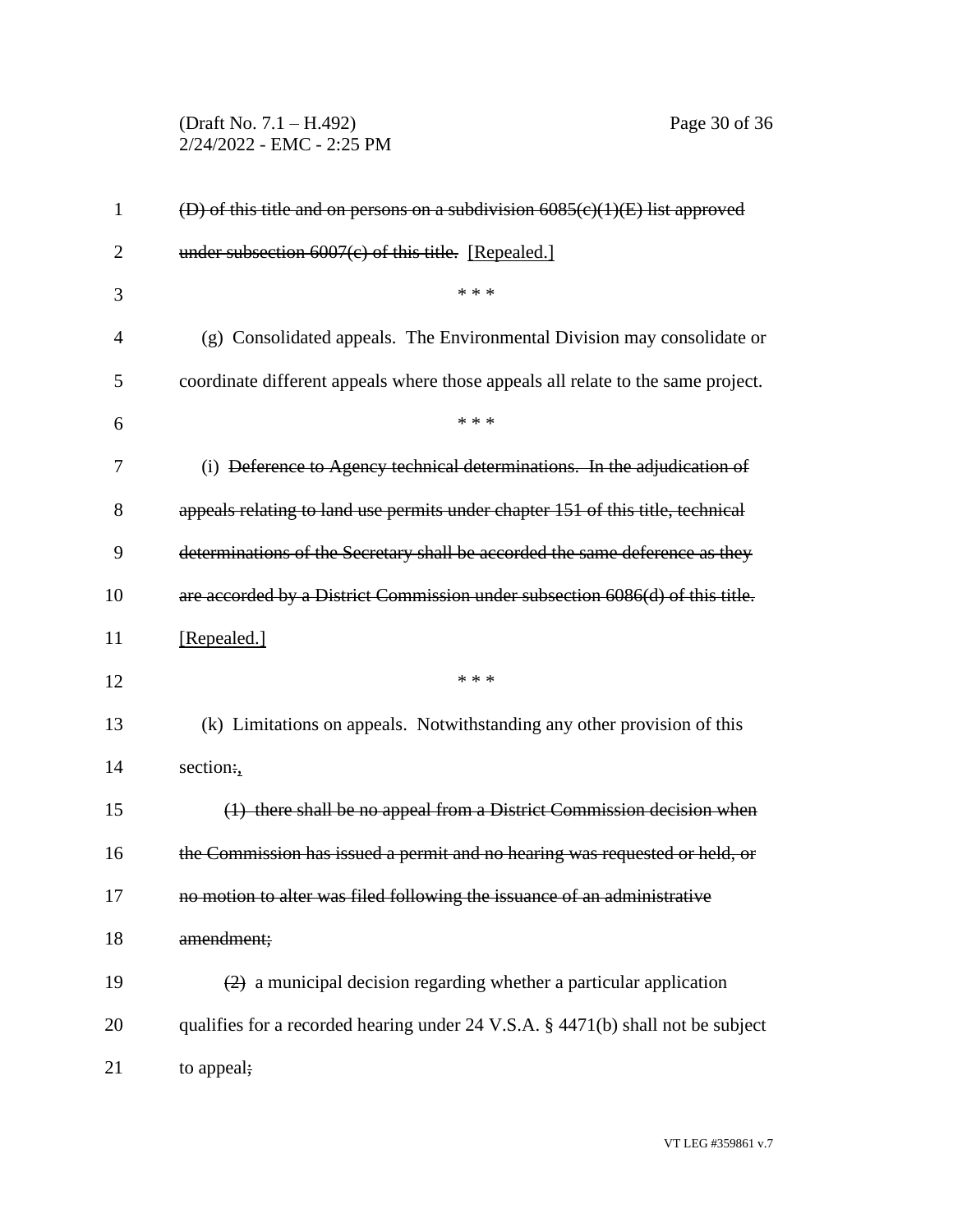~~(D) of this title and on persons on a subdivision 6085(c)(1)(E) list approved under subsection 6007(c) of this title.~~ [Repealed.]

\* \* \*

(g) Consolidated appeals. The Environmental Division may consolidate or coordinate different appeals where those appeals all relate to the same project.

\* \* \*

(i) ~~Deference to Agency technical determinations. In the adjudication of appeals relating to land use permits under chapter 151 of this title, technical determinations of the Secretary shall be accorded the same deference as they are accorded by a District Commission under subsection 6086(d) of this title.~~ [Repealed.]

\* \* \*

(k) Limitations on appeals. Notwithstanding any other provision of this section~~:~~,

~~(1) there shall be no appeal from a District Commission decision when the Commission has issued a permit and no hearing was requested or held, or no motion to alter was filed following the issuance of an administrative amendment;~~

~~(2)~~ a municipal decision regarding whether a particular application qualifies for a recorded hearing under 24 V.S.A. § 4471(b) shall not be subject to appeal~~;~~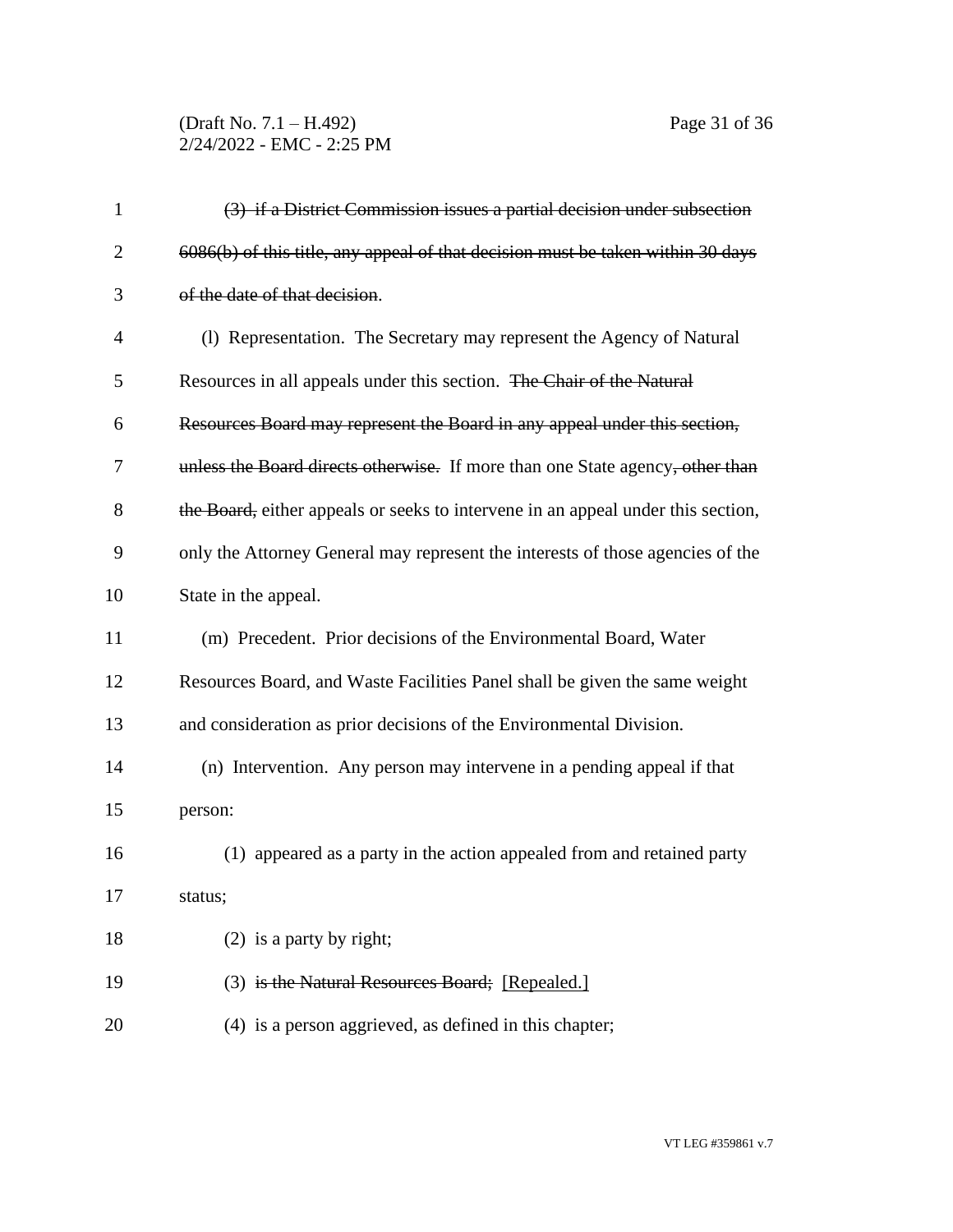~~(3) if a District Commission issues a partial decision under subsection 6086(b) of this title, any appeal of that decision must be taken within 30 days of the date of that decision~~.

(l) Representation. The Secretary may represent the Agency of Natural Resources in all appeals under this section. ~~The Chair of the Natural Resources Board may represent the Board in any appeal under this section, unless the Board directs otherwise.~~ If more than one State agency~~, other than the Board,~~ either appeals or seeks to intervene in an appeal under this section, only the Attorney General may represent the interests of those agencies of the State in the appeal.

(m) Precedent. Prior decisions of the Environmental Board, Water Resources Board, and Waste Facilities Panel shall be given the same weight and consideration as prior decisions of the Environmental Division.

(n) Intervention. Any person may intervene in a pending appeal if that person:

(1) appeared as a party in the action appealed from and retained party status;

(2) is a party by right;

(3) ~~is the Natural Resources Board;~~ <u>[Repealed.]</u>

(4) is a person aggrieved, as defined in this chapter;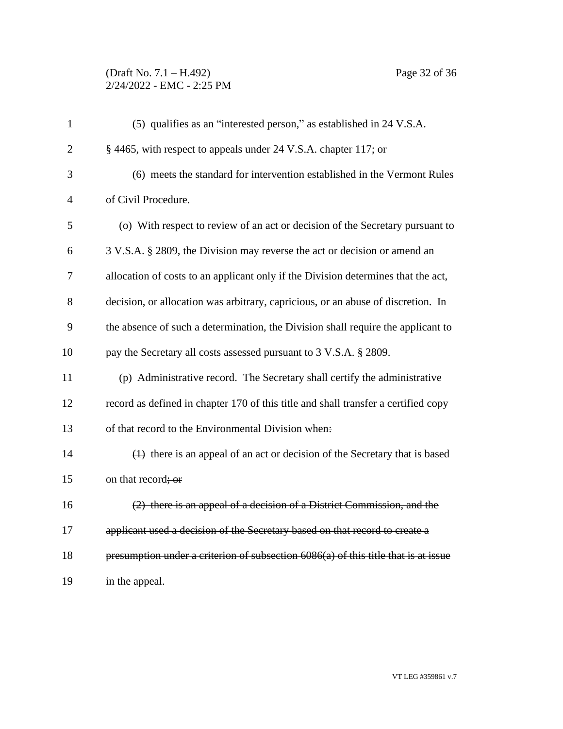(5) qualifies as an "interested person," as established in 24 V.S.A. § 4465, with respect to appeals under 24 V.S.A. chapter 117; or

(6) meets the standard for intervention established in the Vermont Rules of Civil Procedure.

(o) With respect to review of an act or decision of the Secretary pursuant to 3 V.S.A. § 2809, the Division may reverse the act or decision or amend an allocation of costs to an applicant only if the Division determines that the act, decision, or allocation was arbitrary, capricious, or an abuse of discretion. In the absence of such a determination, the Division shall require the applicant to pay the Secretary all costs assessed pursuant to 3 V.S.A. § 2809.

(p) Administrative record. The Secretary shall certify the administrative record as defined in chapter 170 of this title and shall transfer a certified copy of that record to the Environmental Division when~~:~~

~~(1)~~ there is an appeal of an act or decision of the Secretary that is based on that record~~; or~~

~~(2) there is an appeal of a decision of a District Commission, and the applicant used a decision of the Secretary based on that record to create a presumption under a criterion of subsection 6086(a) of this title that is at issue in the appeal~~.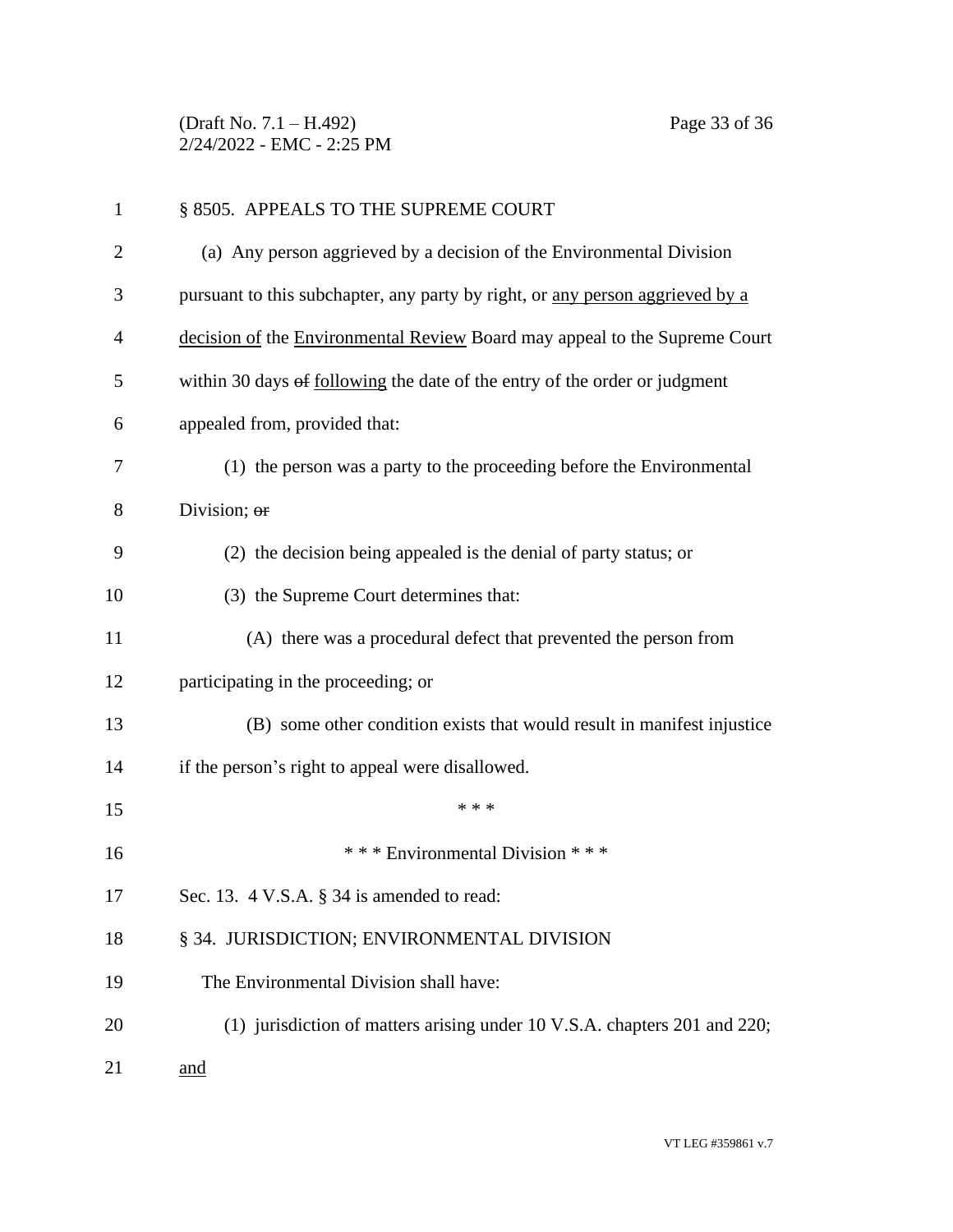§ 8505. APPEALS TO THE SUPREME COURT

(a) Any person aggrieved by a decision of the Environmental Division pursuant to this subchapter, any party by right, or <u>any person aggrieved by a decision of</u> the <u>Environmental Review</u> Board may appeal to the Supreme Court within 30 days ~~of~~ <u>following</u> the date of the entry of the order or judgment appealed from, provided that:

(1) the person was a party to the proceeding before the Environmental Division; ~~or~~

(2) the decision being appealed is the denial of party status; or

(3) the Supreme Court determines that:

(A) there was a procedural defect that prevented the person from participating in the proceeding; or

(B) some other condition exists that would result in manifest injustice if the person's right to appeal were disallowed.

\* \* \*

\* \* \* Environmental Division \* \* \*

Sec. 13. 4 V.S.A. § 34 is amended to read:

§ 34. JURISDICTION; ENVIRONMENTAL DIVISION

The Environmental Division shall have:

(1) jurisdiction of matters arising under 10 V.S.A. chapters 201 and 220; <u>and</u>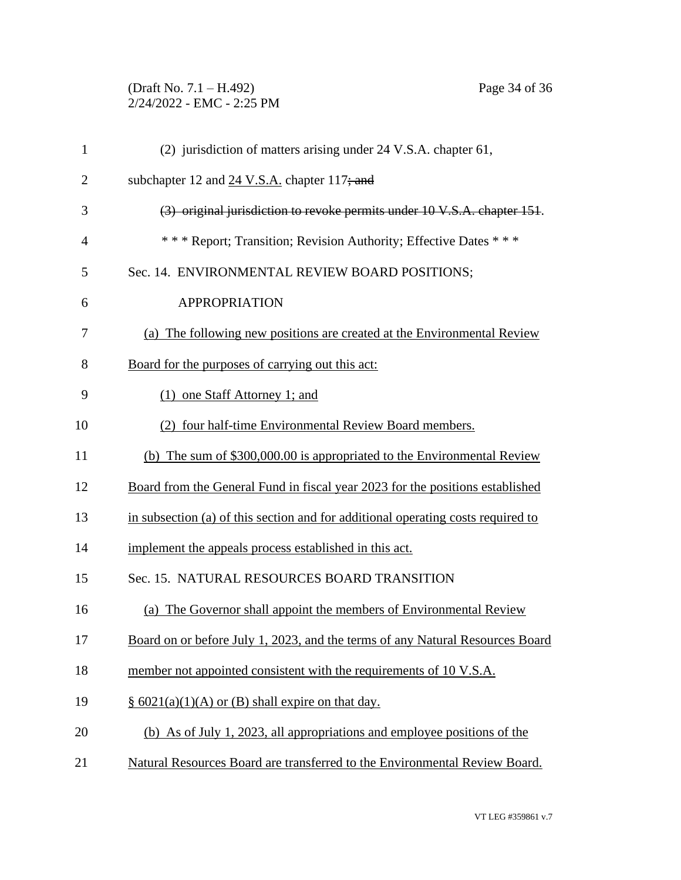(2) jurisdiction of matters arising under 24 V.S.A. chapter 61, subchapter 12 and <u>24 V.S.A.</u> chapter 117~~; and~~

~~(3) original jurisdiction to revoke permits under 10 V.S.A. chapter 151~~.

\* \* \* Report; Transition; Revision Authority; Effective Dates \* \* \*

Sec. 14. ENVIRONMENTAL REVIEW BOARD POSITIONS; APPROPRIATION

<u>(a) The following new positions are created at the Environmental Review Board for the purposes of carrying out this act:</u>

<u>(1) one Staff Attorney 1; and</u>

<u>(2) four half-time Environmental Review Board members.</u>

<u>(b) The sum of $300,000.00 is appropriated to the Environmental Review Board from the General Fund in fiscal year 2023 for the positions established in subsection (a) of this section and for additional operating costs required to implement the appeals process established in this act.</u>

Sec. 15. NATURAL RESOURCES BOARD TRANSITION

<u>(a) The Governor shall appoint the members of Environmental Review Board on or before July 1, 2023, and the terms of any Natural Resources Board member not appointed consistent with the requirements of 10 V.S.A. § 6021(a)(1)(A) or (B) shall expire on that day.</u>

<u>(b) As of July 1, 2023, all appropriations and employee positions of the Natural Resources Board are transferred to the Environmental Review Board.</u>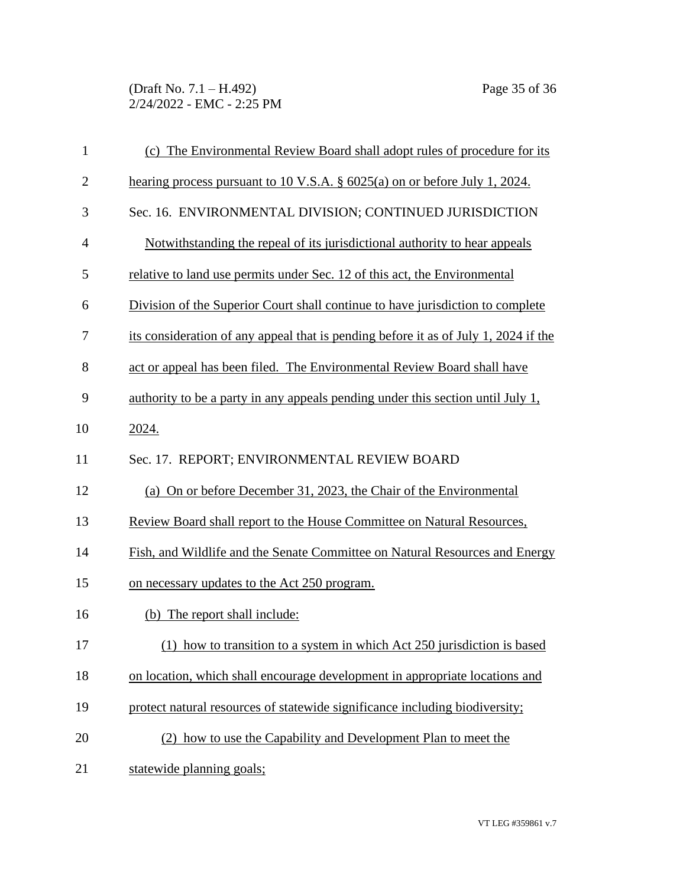(c) The Environmental Review Board shall adopt rules of procedure for its hearing process pursuant to 10 V.S.A. § 6025(a) on or before July 1, 2024.

Sec. 16. ENVIRONMENTAL DIVISION; CONTINUED JURISDICTION

Notwithstanding the repeal of its jurisdictional authority to hear appeals relative to land use permits under Sec. 12 of this act, the Environmental Division of the Superior Court shall continue to have jurisdiction to complete its consideration of any appeal that is pending before it as of July 1, 2024 if the act or appeal has been filed. The Environmental Review Board shall have authority to be a party in any appeals pending under this section until July 1, 2024.

Sec. 17. REPORT; ENVIRONMENTAL REVIEW BOARD

(a) On or before December 31, 2023, the Chair of the Environmental Review Board shall report to the House Committee on Natural Resources, Fish, and Wildlife and the Senate Committee on Natural Resources and Energy on necessary updates to the Act 250 program.

(b) The report shall include:

(1) how to transition to a system in which Act 250 jurisdiction is based on location, which shall encourage development in appropriate locations and protect natural resources of statewide significance including biodiversity;

(2) how to use the Capability and Development Plan to meet the statewide planning goals;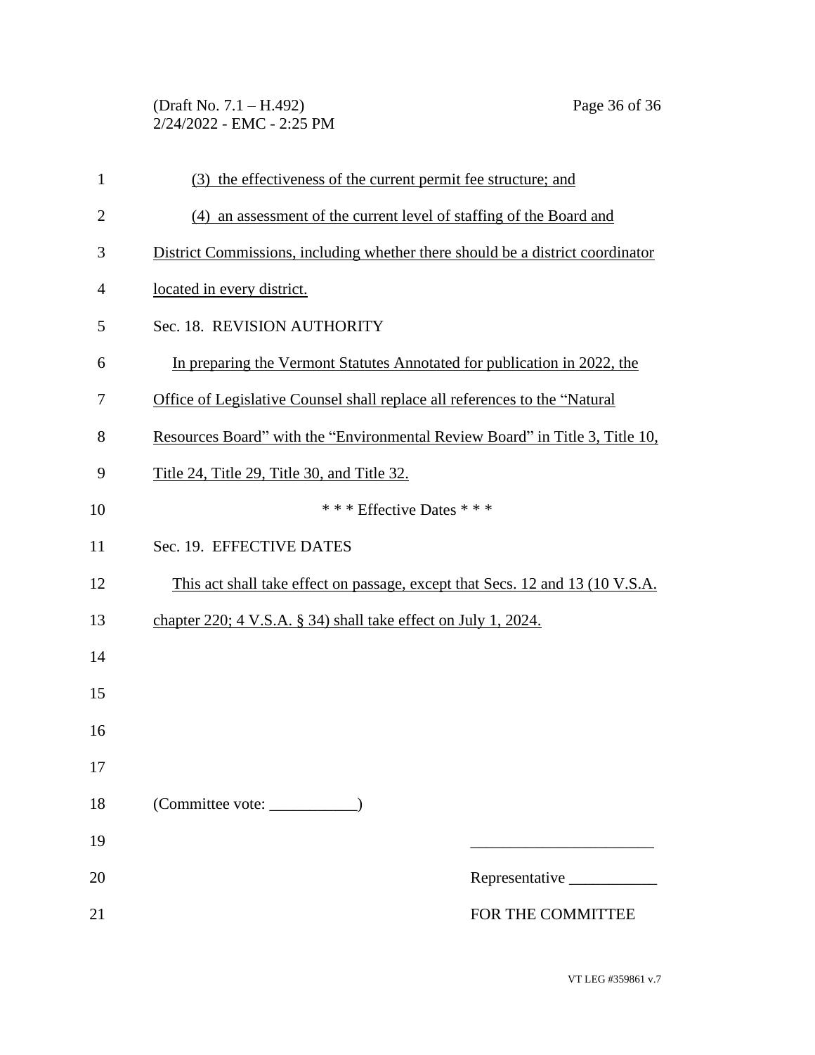(3) the effectiveness of the current permit fee structure; and

(4) an assessment of the current level of staffing of the Board and District Commissions, including whether there should be a district coordinator located in every district.

Sec. 18. REVISION AUTHORITY

In preparing the Vermont Statutes Annotated for publication in 2022, the Office of Legislative Counsel shall replace all references to the "Natural Resources Board" with the "Environmental Review Board" in Title 3, Title 10, Title 24, Title 29, Title 30, and Title 32.

\* \* \* Effective Dates \* \* \*

Sec. 19. EFFECTIVE DATES

This act shall take effect on passage, except that Secs. 12 and 13 (10 V.S.A. chapter 220; 4 V.S.A. § 34) shall take effect on July 1, 2024.

(Committee vote: ___________)

_______________________

Representative ___________

FOR THE COMMITTEE